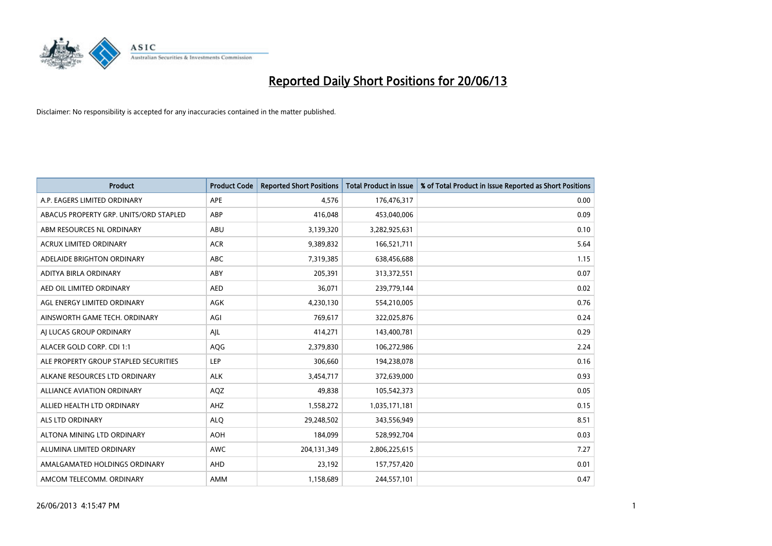# Reported Daily Short Positions for 20/06/13

Disclaimer: No responsibility is accepted for any inaccuracies contained in the matter published.

| Product | Product Code | Reported Short Positions | Total Product in Issue | % of Total Product in Issue Reported as Short Positions |
|---|---|---|---|---|
| A.P. EAGERS LIMITED ORDINARY | APE | 4,576 | 176,476,317 | 0.00 |
| ABACUS PROPERTY GRP. UNITS/ORD STAPLED | ABP | 416,048 | 453,040,006 | 0.09 |
| ABM RESOURCES NL ORDINARY | ABU | 3,139,320 | 3,282,925,631 | 0.10 |
| ACRUX LIMITED ORDINARY | ACR | 9,389,832 | 166,521,711 | 5.64 |
| ADELAIDE BRIGHTON ORDINARY | ABC | 7,319,385 | 638,456,688 | 1.15 |
| ADITYA BIRLA ORDINARY | ABY | 205,391 | 313,372,551 | 0.07 |
| AED OIL LIMITED ORDINARY | AED | 36,071 | 239,779,144 | 0.02 |
| AGL ENERGY LIMITED ORDINARY | AGK | 4,230,130 | 554,210,005 | 0.76 |
| AINSWORTH GAME TECH. ORDINARY | AGI | 769,617 | 322,025,876 | 0.24 |
| AJ LUCAS GROUP ORDINARY | AJL | 414,271 | 143,400,781 | 0.29 |
| ALACER GOLD CORP. CDI 1:1 | AQG | 2,379,830 | 106,272,986 | 2.24 |
| ALE PROPERTY GROUP STAPLED SECURITIES | LEP | 306,660 | 194,238,078 | 0.16 |
| ALKANE RESOURCES LTD ORDINARY | ALK | 3,454,717 | 372,639,000 | 0.93 |
| ALLIANCE AVIATION ORDINARY | AQZ | 49,838 | 105,542,373 | 0.05 |
| ALLIED HEALTH LTD ORDINARY | AHZ | 1,558,272 | 1,035,171,181 | 0.15 |
| ALS LTD ORDINARY | ALQ | 29,248,502 | 343,556,949 | 8.51 |
| ALTONA MINING LTD ORDINARY | AOH | 184,099 | 528,992,704 | 0.03 |
| ALUMINA LIMITED ORDINARY | AWC | 204,131,349 | 2,806,225,615 | 7.27 |
| AMALGAMATED HOLDINGS ORDINARY | AHD | 23,192 | 157,757,420 | 0.01 |
| AMCOM TELECOMM. ORDINARY | AMM | 1,158,689 | 244,557,101 | 0.47 |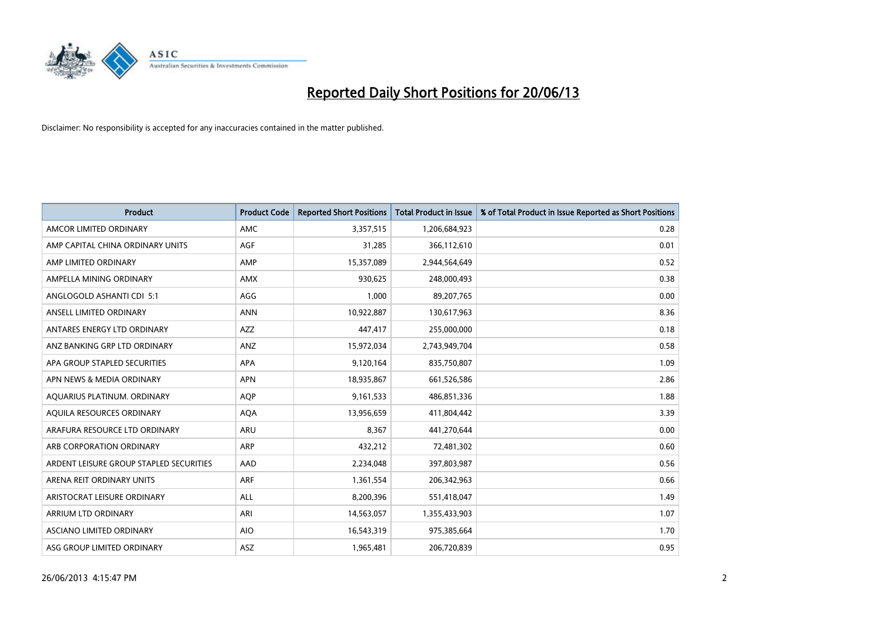# Reported Daily Short Positions for 20/06/13

Disclaimer: No responsibility is accepted for any inaccuracies contained in the matter published.

| Product | Product Code | Reported Short Positions | Total Product in Issue | % of Total Product in Issue Reported as Short Positions |
|---|---|---|---|---|
| AMCOR LIMITED ORDINARY | AMC | 3,357,515 | 1,206,684,923 | 0.28 |
| AMP CAPITAL CHINA ORDINARY UNITS | AGF | 31,285 | 366,112,610 | 0.01 |
| AMP LIMITED ORDINARY | AMP | 15,357,089 | 2,944,564,649 | 0.52 |
| AMPELLA MINING ORDINARY | AMX | 930,625 | 248,000,493 | 0.38 |
| ANGLOGOLD ASHANTI CDI 5:1 | AGG | 1,000 | 89,207,765 | 0.00 |
| ANSELL LIMITED ORDINARY | ANN | 10,922,887 | 130,617,963 | 8.36 |
| ANTARES ENERGY LTD ORDINARY | AZZ | 447,417 | 255,000,000 | 0.18 |
| ANZ BANKING GRP LTD ORDINARY | ANZ | 15,972,034 | 2,743,949,704 | 0.58 |
| APA GROUP STAPLED SECURITIES | APA | 9,120,164 | 835,750,807 | 1.09 |
| APN NEWS & MEDIA ORDINARY | APN | 18,935,867 | 661,526,586 | 2.86 |
| AQUARIUS PLATINUM. ORDINARY | AQP | 9,161,533 | 486,851,336 | 1.88 |
| AQUILA RESOURCES ORDINARY | AQA | 13,956,659 | 411,804,442 | 3.39 |
| ARAFURA RESOURCE LTD ORDINARY | ARU | 8,367 | 441,270,644 | 0.00 |
| ARB CORPORATION ORDINARY | ARP | 432,212 | 72,481,302 | 0.60 |
| ARDENT LEISURE GROUP STAPLED SECURITIES | AAD | 2,234,048 | 397,803,987 | 0.56 |
| ARENA REIT ORDINARY UNITS | ARF | 1,361,554 | 206,342,963 | 0.66 |
| ARISTOCRAT LEISURE ORDINARY | ALL | 8,200,396 | 551,418,047 | 1.49 |
| ARRIUM LTD ORDINARY | ARI | 14,563,057 | 1,355,433,903 | 1.07 |
| ASCIANO LIMITED ORDINARY | AIO | 16,543,319 | 975,385,664 | 1.70 |
| ASG GROUP LIMITED ORDINARY | ASZ | 1,965,481 | 206,720,839 | 0.95 |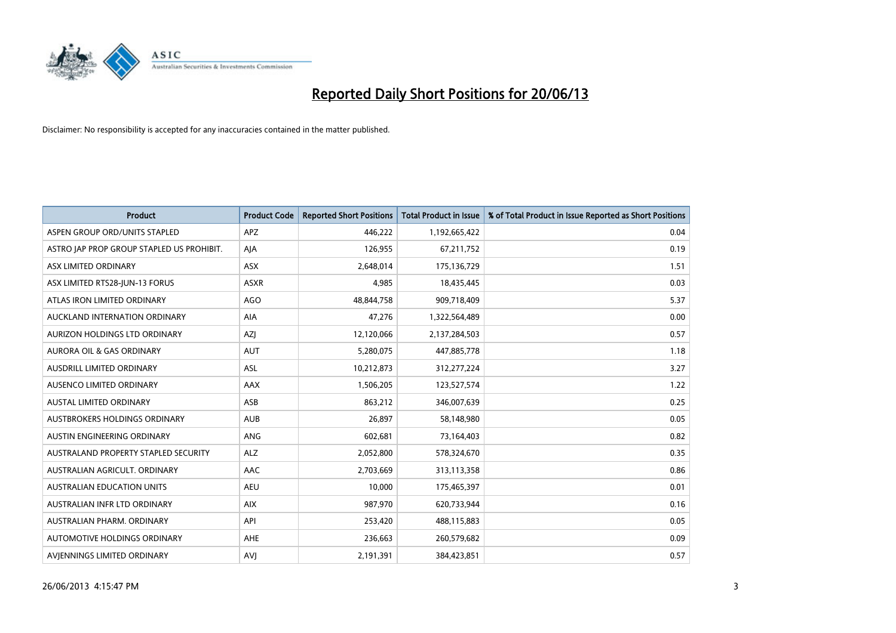# Reported Daily Short Positions for 20/06/13

Disclaimer: No responsibility is accepted for any inaccuracies contained in the matter published.

| Product | Product Code | Reported Short Positions | Total Product in Issue | % of Total Product in Issue Reported as Short Positions |
|---|---|---|---|---|
| ASPEN GROUP ORD/UNITS STAPLED | APZ | 446,222 | 1,192,665,422 | 0.04 |
| ASTRO JAP PROP GROUP STAPLED US PROHIBIT. | AJA | 126,955 | 67,211,752 | 0.19 |
| ASX LIMITED ORDINARY | ASX | 2,648,014 | 175,136,729 | 1.51 |
| ASX LIMITED RTS28-JUN-13 FORUS | ASXR | 4,985 | 18,435,445 | 0.03 |
| ATLAS IRON LIMITED ORDINARY | AGO | 48,844,758 | 909,718,409 | 5.37 |
| AUCKLAND INTERNATION ORDINARY | AIA | 47,276 | 1,322,564,489 | 0.00 |
| AURIZON HOLDINGS LTD ORDINARY | AZJ | 12,120,066 | 2,137,284,503 | 0.57 |
| AURORA OIL & GAS ORDINARY | AUT | 5,280,075 | 447,885,778 | 1.18 |
| AUSDRILL LIMITED ORDINARY | ASL | 10,212,873 | 312,277,224 | 3.27 |
| AUSENCO LIMITED ORDINARY | AAX | 1,506,205 | 123,527,574 | 1.22 |
| AUSTAL LIMITED ORDINARY | ASB | 863,212 | 346,007,639 | 0.25 |
| AUSTBROKERS HOLDINGS ORDINARY | AUB | 26,897 | 58,148,980 | 0.05 |
| AUSTIN ENGINEERING ORDINARY | ANG | 602,681 | 73,164,403 | 0.82 |
| AUSTRALAND PROPERTY STAPLED SECURITY | ALZ | 2,052,800 | 578,324,670 | 0.35 |
| AUSTRALIAN AGRICULT. ORDINARY | AAC | 2,703,669 | 313,113,358 | 0.86 |
| AUSTRALIAN EDUCATION UNITS | AEU | 10,000 | 175,465,397 | 0.01 |
| AUSTRALIAN INFR LTD ORDINARY | AIX | 987,970 | 620,733,944 | 0.16 |
| AUSTRALIAN PHARM. ORDINARY | API | 253,420 | 488,115,883 | 0.05 |
| AUTOMOTIVE HOLDINGS ORDINARY | AHE | 236,663 | 260,579,682 | 0.09 |
| AVJENNINGS LIMITED ORDINARY | AVJ | 2,191,391 | 384,423,851 | 0.57 |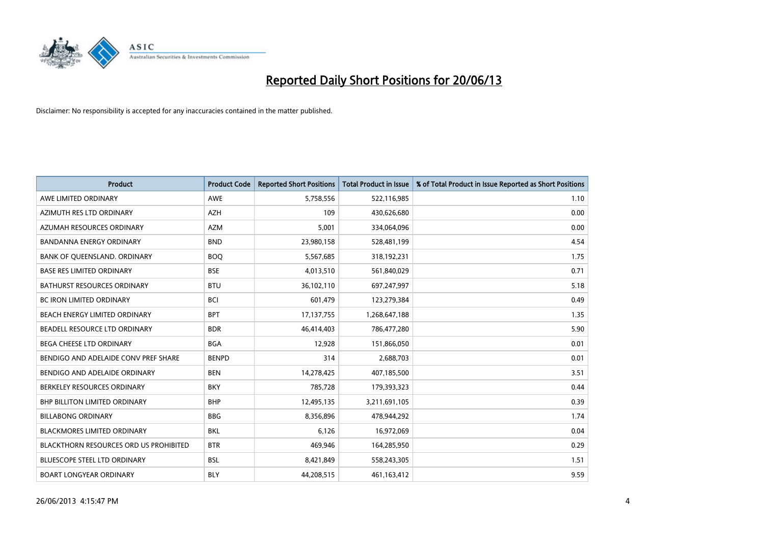# Reported Daily Short Positions for 20/06/13

Disclaimer: No responsibility is accepted for any inaccuracies contained in the matter published.

| Product | Product Code | Reported Short Positions | Total Product in Issue | % of Total Product in Issue Reported as Short Positions |
|---|---|---|---|---|
| AWE LIMITED ORDINARY | AWE | 5,758,556 | 522,116,985 | 1.10 |
| AZIMUTH RES LTD ORDINARY | AZH | 109 | 430,626,680 | 0.00 |
| AZUMAH RESOURCES ORDINARY | AZM | 5,001 | 334,064,096 | 0.00 |
| BANDANNA ENERGY ORDINARY | BND | 23,980,158 | 528,481,199 | 4.54 |
| BANK OF QUEENSLAND. ORDINARY | BOQ | 5,567,685 | 318,192,231 | 1.75 |
| BASE RES LIMITED ORDINARY | BSE | 4,013,510 | 561,840,029 | 0.71 |
| BATHURST RESOURCES ORDINARY | BTU | 36,102,110 | 697,247,997 | 5.18 |
| BC IRON LIMITED ORDINARY | BCI | 601,479 | 123,279,384 | 0.49 |
| BEACH ENERGY LIMITED ORDINARY | BPT | 17,137,755 | 1,268,647,188 | 1.35 |
| BEADELL RESOURCE LTD ORDINARY | BDR | 46,414,403 | 786,477,280 | 5.90 |
| BEGA CHEESE LTD ORDINARY | BGA | 12,928 | 151,866,050 | 0.01 |
| BENDIGO AND ADELAIDE CONV PREF SHARE | BENPD | 314 | 2,688,703 | 0.01 |
| BENDIGO AND ADELAIDE ORDINARY | BEN | 14,278,425 | 407,185,500 | 3.51 |
| BERKELEY RESOURCES ORDINARY | BKY | 785,728 | 179,393,323 | 0.44 |
| BHP BILLITON LIMITED ORDINARY | BHP | 12,495,135 | 3,211,691,105 | 0.39 |
| BILLABONG ORDINARY | BBG | 8,356,896 | 478,944,292 | 1.74 |
| BLACKMORES LIMITED ORDINARY | BKL | 6,126 | 16,972,069 | 0.04 |
| BLACKTHORN RESOURCES ORD US PROHIBITED | BTR | 469,946 | 164,285,950 | 0.29 |
| BLUESCOPE STEEL LTD ORDINARY | BSL | 8,421,849 | 558,243,305 | 1.51 |
| BOART LONGYEAR ORDINARY | BLY | 44,208,515 | 461,163,412 | 9.59 |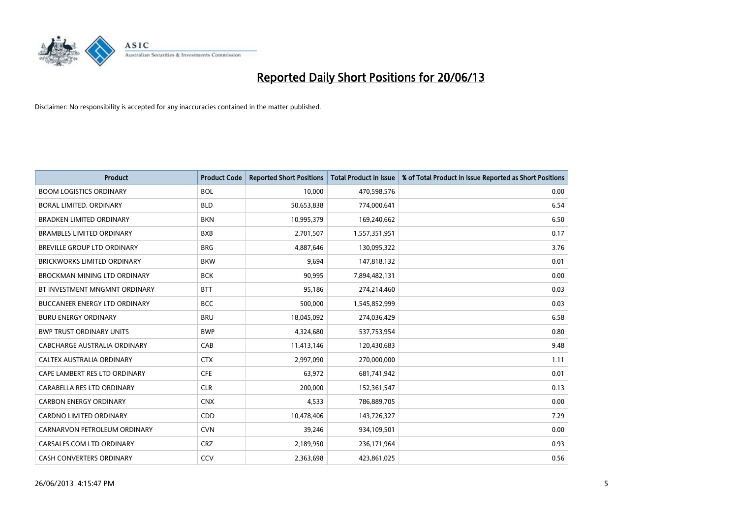# Reported Daily Short Positions for 20/06/13

Disclaimer: No responsibility is accepted for any inaccuracies contained in the matter published.

| Product | Product Code | Reported Short Positions | Total Product in Issue | % of Total Product in Issue Reported as Short Positions |
|---|---|---|---|---|
| BOOM LOGISTICS ORDINARY | BOL | 10,000 | 470,598,576 | 0.00 |
| BORAL LIMITED. ORDINARY | BLD | 50,653,838 | 774,000,641 | 6.54 |
| BRADKEN LIMITED ORDINARY | BKN | 10,995,379 | 169,240,662 | 6.50 |
| BRAMBLES LIMITED ORDINARY | BXB | 2,701,507 | 1,557,351,951 | 0.17 |
| BREVILLE GROUP LTD ORDINARY | BRG | 4,887,646 | 130,095,322 | 3.76 |
| BRICKWORKS LIMITED ORDINARY | BKW | 9,694 | 147,818,132 | 0.01 |
| BROCKMAN MINING LTD ORDINARY | BCK | 90,995 | 7,894,482,131 | 0.00 |
| BT INVESTMENT MNGMNT ORDINARY | BTT | 95,186 | 274,214,460 | 0.03 |
| BUCCANEER ENERGY LTD ORDINARY | BCC | 500,000 | 1,545,852,999 | 0.03 |
| BURU ENERGY ORDINARY | BRU | 18,045,092 | 274,036,429 | 6.58 |
| BWP TRUST ORDINARY UNITS | BWP | 4,324,680 | 537,753,954 | 0.80 |
| CABCHARGE AUSTRALIA ORDINARY | CAB | 11,413,146 | 120,430,683 | 9.48 |
| CALTEX AUSTRALIA ORDINARY | CTX | 2,997,090 | 270,000,000 | 1.11 |
| CAPE LAMBERT RES LTD ORDINARY | CFE | 63,972 | 681,741,942 | 0.01 |
| CARABELLA RES LTD ORDINARY | CLR | 200,000 | 152,361,547 | 0.13 |
| CARBON ENERGY ORDINARY | CNX | 4,533 | 786,889,705 | 0.00 |
| CARDNO LIMITED ORDINARY | CDD | 10,478,406 | 143,726,327 | 7.29 |
| CARNARVON PETROLEUM ORDINARY | CVN | 39,246 | 934,109,501 | 0.00 |
| CARSALES.COM LTD ORDINARY | CRZ | 2,189,950 | 236,171,964 | 0.93 |
| CASH CONVERTERS ORDINARY | CCV | 2,363,698 | 423,861,025 | 0.56 |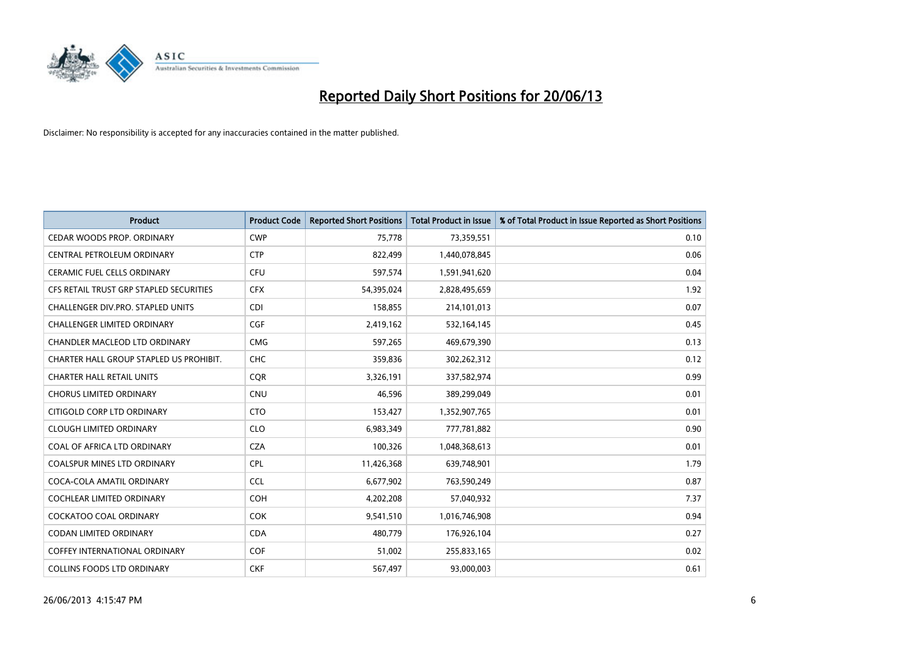# Reported Daily Short Positions for 20/06/13

Disclaimer: No responsibility is accepted for any inaccuracies contained in the matter published.

| Product | Product Code | Reported Short Positions | Total Product in Issue | % of Total Product in Issue Reported as Short Positions |
|---|---|---|---|---|
| CEDAR WOODS PROP. ORDINARY | CWP | 75,778 | 73,359,551 | 0.10 |
| CENTRAL PETROLEUM ORDINARY | CTP | 822,499 | 1,440,078,845 | 0.06 |
| CERAMIC FUEL CELLS ORDINARY | CFU | 597,574 | 1,591,941,620 | 0.04 |
| CFS RETAIL TRUST GRP STAPLED SECURITIES | CFX | 54,395,024 | 2,828,495,659 | 1.92 |
| CHALLENGER DIV.PRO. STAPLED UNITS | CDI | 158,855 | 214,101,013 | 0.07 |
| CHALLENGER LIMITED ORDINARY | CGF | 2,419,162 | 532,164,145 | 0.45 |
| CHANDLER MACLEOD LTD ORDINARY | CMG | 597,265 | 469,679,390 | 0.13 |
| CHARTER HALL GROUP STAPLED US PROHIBIT. | CHC | 359,836 | 302,262,312 | 0.12 |
| CHARTER HALL RETAIL UNITS | CQR | 3,326,191 | 337,582,974 | 0.99 |
| CHORUS LIMITED ORDINARY | CNU | 46,596 | 389,299,049 | 0.01 |
| CITIGOLD CORP LTD ORDINARY | CTO | 153,427 | 1,352,907,765 | 0.01 |
| CLOUGH LIMITED ORDINARY | CLO | 6,983,349 | 777,781,882 | 0.90 |
| COAL OF AFRICA LTD ORDINARY | CZA | 100,326 | 1,048,368,613 | 0.01 |
| COALSPUR MINES LTD ORDINARY | CPL | 11,426,368 | 639,748,901 | 1.79 |
| COCA-COLA AMATIL ORDINARY | CCL | 6,677,902 | 763,590,249 | 0.87 |
| COCHLEAR LIMITED ORDINARY | COH | 4,202,208 | 57,040,932 | 7.37 |
| COCKATOO COAL ORDINARY | COK | 9,541,510 | 1,016,746,908 | 0.94 |
| CODAN LIMITED ORDINARY | CDA | 480,779 | 176,926,104 | 0.27 |
| COFFEY INTERNATIONAL ORDINARY | COF | 51,002 | 255,833,165 | 0.02 |
| COLLINS FOODS LTD ORDINARY | CKF | 567,497 | 93,000,003 | 0.61 |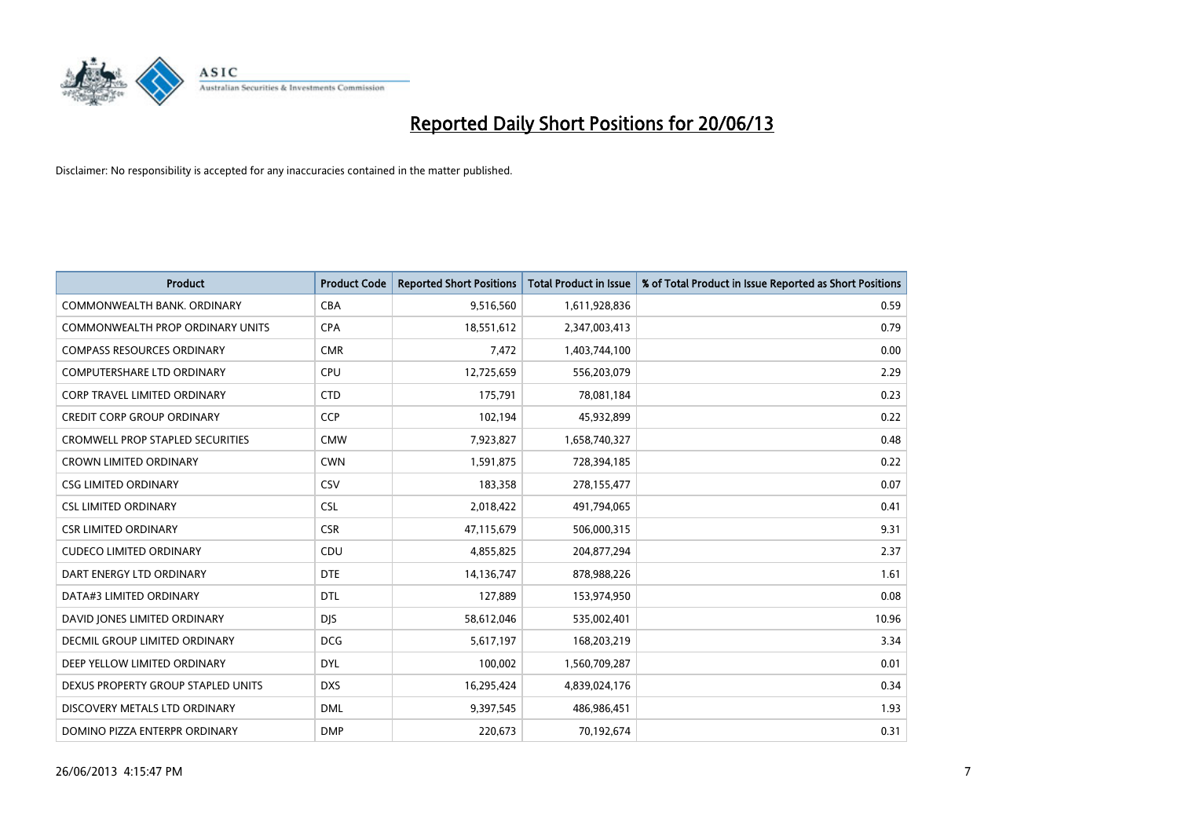# Reported Daily Short Positions for 20/06/13

Disclaimer: No responsibility is accepted for any inaccuracies contained in the matter published.

| Product | Product Code | Reported Short Positions | Total Product in Issue | % of Total Product in Issue Reported as Short Positions |
|---|---|---|---|---|
| COMMONWEALTH BANK. ORDINARY | CBA | 9,516,560 | 1,611,928,836 | 0.59 |
| COMMONWEALTH PROP ORDINARY UNITS | CPA | 18,551,612 | 2,347,003,413 | 0.79 |
| COMPASS RESOURCES ORDINARY | CMR | 7,472 | 1,403,744,100 | 0.00 |
| COMPUTERSHARE LTD ORDINARY | CPU | 12,725,659 | 556,203,079 | 2.29 |
| CORP TRAVEL LIMITED ORDINARY | CTD | 175,791 | 78,081,184 | 0.23 |
| CREDIT CORP GROUP ORDINARY | CCP | 102,194 | 45,932,899 | 0.22 |
| CROMWELL PROP STAPLED SECURITIES | CMW | 7,923,827 | 1,658,740,327 | 0.48 |
| CROWN LIMITED ORDINARY | CWN | 1,591,875 | 728,394,185 | 0.22 |
| CSG LIMITED ORDINARY | CSV | 183,358 | 278,155,477 | 0.07 |
| CSL LIMITED ORDINARY | CSL | 2,018,422 | 491,794,065 | 0.41 |
| CSR LIMITED ORDINARY | CSR | 47,115,679 | 506,000,315 | 9.31 |
| CUDECO LIMITED ORDINARY | CDU | 4,855,825 | 204,877,294 | 2.37 |
| DART ENERGY LTD ORDINARY | DTE | 14,136,747 | 878,988,226 | 1.61 |
| DATA#3 LIMITED ORDINARY | DTL | 127,889 | 153,974,950 | 0.08 |
| DAVID JONES LIMITED ORDINARY | DJS | 58,612,046 | 535,002,401 | 10.96 |
| DECMIL GROUP LIMITED ORDINARY | DCG | 5,617,197 | 168,203,219 | 3.34 |
| DEEP YELLOW LIMITED ORDINARY | DYL | 100,002 | 1,560,709,287 | 0.01 |
| DEXUS PROPERTY GROUP STAPLED UNITS | DXS | 16,295,424 | 4,839,024,176 | 0.34 |
| DISCOVERY METALS LTD ORDINARY | DML | 9,397,545 | 486,986,451 | 1.93 |
| DOMINO PIZZA ENTERPR ORDINARY | DMP | 220,673 | 70,192,674 | 0.31 |

26/06/2013 4:15:47 PM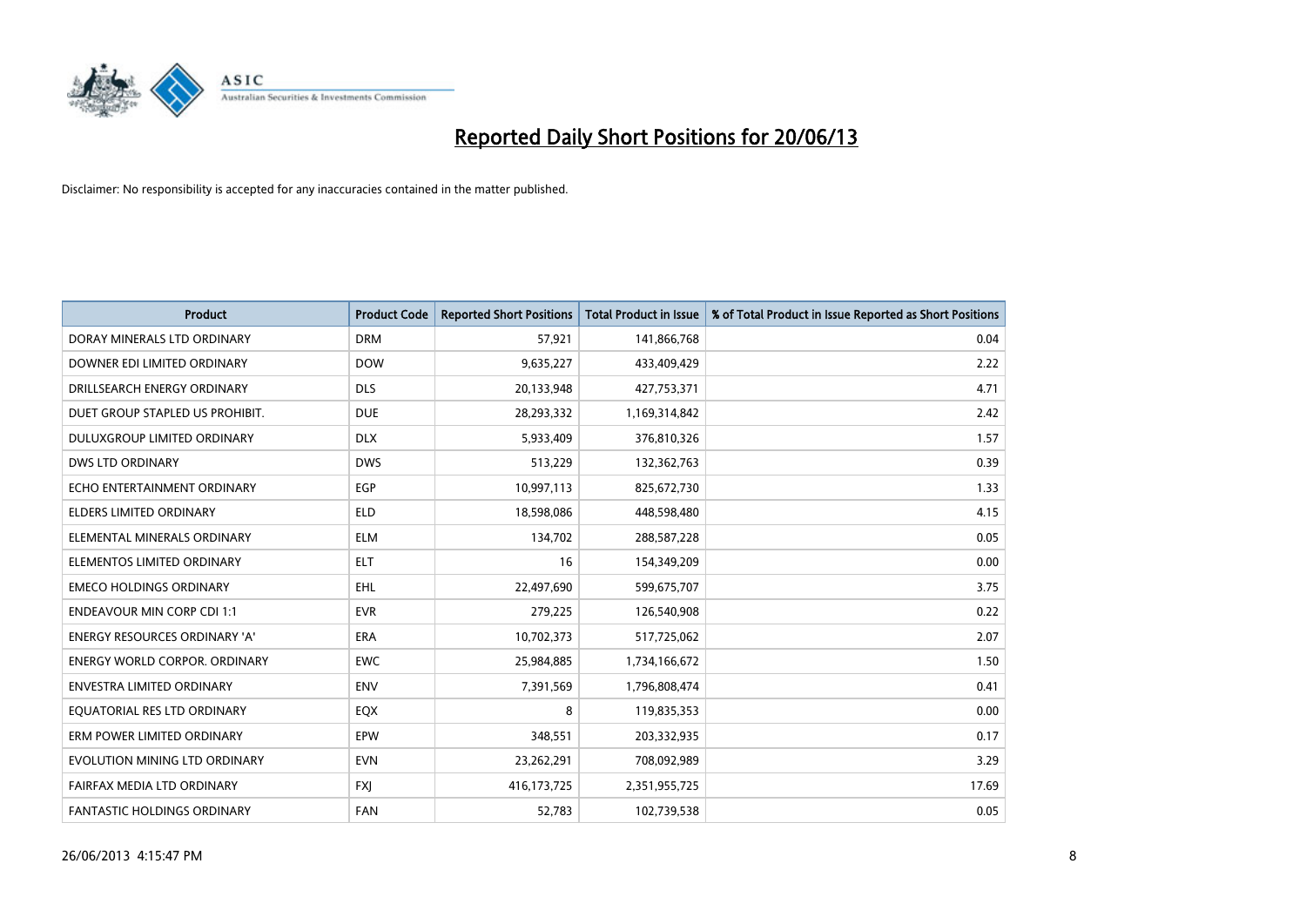# Reported Daily Short Positions for 20/06/13

Disclaimer: No responsibility is accepted for any inaccuracies contained in the matter published.

| Product | Product Code | Reported Short Positions | Total Product in Issue | % of Total Product in Issue Reported as Short Positions |
|---|---|---|---|---|
| DORAY MINERALS LTD ORDINARY | DRM | 57,921 | 141,866,768 | 0.04 |
| DOWNER EDI LIMITED ORDINARY | DOW | 9,635,227 | 433,409,429 | 2.22 |
| DRILLSEARCH ENERGY ORDINARY | DLS | 20,133,948 | 427,753,371 | 4.71 |
| DUET GROUP STAPLED US PROHIBIT. | DUE | 28,293,332 | 1,169,314,842 | 2.42 |
| DULUXGROUP LIMITED ORDINARY | DLX | 5,933,409 | 376,810,326 | 1.57 |
| DWS LTD ORDINARY | DWS | 513,229 | 132,362,763 | 0.39 |
| ECHO ENTERTAINMENT ORDINARY | EGP | 10,997,113 | 825,672,730 | 1.33 |
| ELDERS LIMITED ORDINARY | ELD | 18,598,086 | 448,598,480 | 4.15 |
| ELEMENTAL MINERALS ORDINARY | ELM | 134,702 | 288,587,228 | 0.05 |
| ELEMENTOS LIMITED ORDINARY | ELT | 16 | 154,349,209 | 0.00 |
| EMECO HOLDINGS ORDINARY | EHL | 22,497,690 | 599,675,707 | 3.75 |
| ENDEAVOUR MIN CORP CDI 1:1 | EVR | 279,225 | 126,540,908 | 0.22 |
| ENERGY RESOURCES ORDINARY 'A' | ERA | 10,702,373 | 517,725,062 | 2.07 |
| ENERGY WORLD CORPOR. ORDINARY | EWC | 25,984,885 | 1,734,166,672 | 1.50 |
| ENVESTRA LIMITED ORDINARY | ENV | 7,391,569 | 1,796,808,474 | 0.41 |
| EQUATORIAL RES LTD ORDINARY | EQX | 8 | 119,835,353 | 0.00 |
| ERM POWER LIMITED ORDINARY | EPW | 348,551 | 203,332,935 | 0.17 |
| EVOLUTION MINING LTD ORDINARY | EVN | 23,262,291 | 708,092,989 | 3.29 |
| FAIRFAX MEDIA LTD ORDINARY | FXJ | 416,173,725 | 2,351,955,725 | 17.69 |
| FANTASTIC HOLDINGS ORDINARY | FAN | 52,783 | 102,739,538 | 0.05 |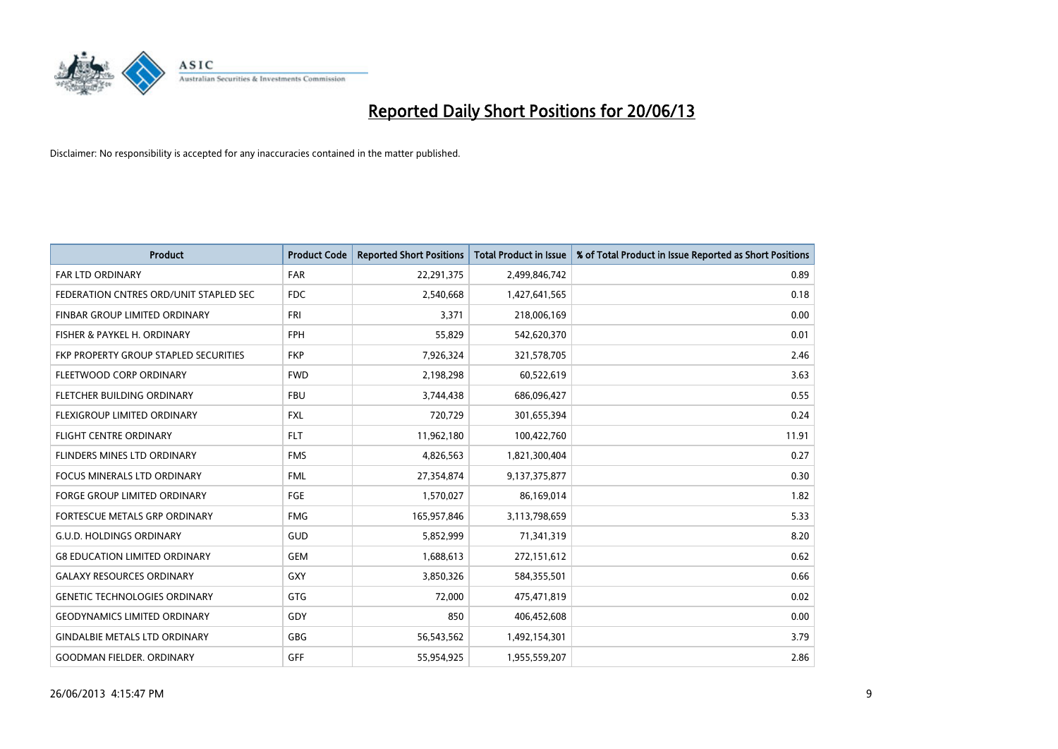# Reported Daily Short Positions for 20/06/13

Disclaimer: No responsibility is accepted for any inaccuracies contained in the matter published.

| Product | Product Code | Reported Short Positions | Total Product in Issue | % of Total Product in Issue Reported as Short Positions |
|---|---|---|---|---|
| FAR LTD ORDINARY | FAR | 22,291,375 | 2,499,846,742 | 0.89 |
| FEDERATION CNTRES ORD/UNIT STAPLED SEC | FDC | 2,540,668 | 1,427,641,565 | 0.18 |
| FINBAR GROUP LIMITED ORDINARY | FRI | 3,371 | 218,006,169 | 0.00 |
| FISHER & PAYKEL H. ORDINARY | FPH | 55,829 | 542,620,370 | 0.01 |
| FKP PROPERTY GROUP STAPLED SECURITIES | FKP | 7,926,324 | 321,578,705 | 2.46 |
| FLEETWOOD CORP ORDINARY | FWD | 2,198,298 | 60,522,619 | 3.63 |
| FLETCHER BUILDING ORDINARY | FBU | 3,744,438 | 686,096,427 | 0.55 |
| FLEXIGROUP LIMITED ORDINARY | FXL | 720,729 | 301,655,394 | 0.24 |
| FLIGHT CENTRE ORDINARY | FLT | 11,962,180 | 100,422,760 | 11.91 |
| FLINDERS MINES LTD ORDINARY | FMS | 4,826,563 | 1,821,300,404 | 0.27 |
| FOCUS MINERALS LTD ORDINARY | FML | 27,354,874 | 9,137,375,877 | 0.30 |
| FORGE GROUP LIMITED ORDINARY | FGE | 1,570,027 | 86,169,014 | 1.82 |
| FORTESCUE METALS GRP ORDINARY | FMG | 165,957,846 | 3,113,798,659 | 5.33 |
| G.U.D. HOLDINGS ORDINARY | GUD | 5,852,999 | 71,341,319 | 8.20 |
| G8 EDUCATION LIMITED ORDINARY | GEM | 1,688,613 | 272,151,612 | 0.62 |
| GALAXY RESOURCES ORDINARY | GXY | 3,850,326 | 584,355,501 | 0.66 |
| GENETIC TECHNOLOGIES ORDINARY | GTG | 72,000 | 475,471,819 | 0.02 |
| GEODYNAMICS LIMITED ORDINARY | GDY | 850 | 406,452,608 | 0.00 |
| GINDALBIE METALS LTD ORDINARY | GBG | 56,543,562 | 1,492,154,301 | 3.79 |
| GOODMAN FIELDER. ORDINARY | GFF | 55,954,925 | 1,955,559,207 | 2.86 |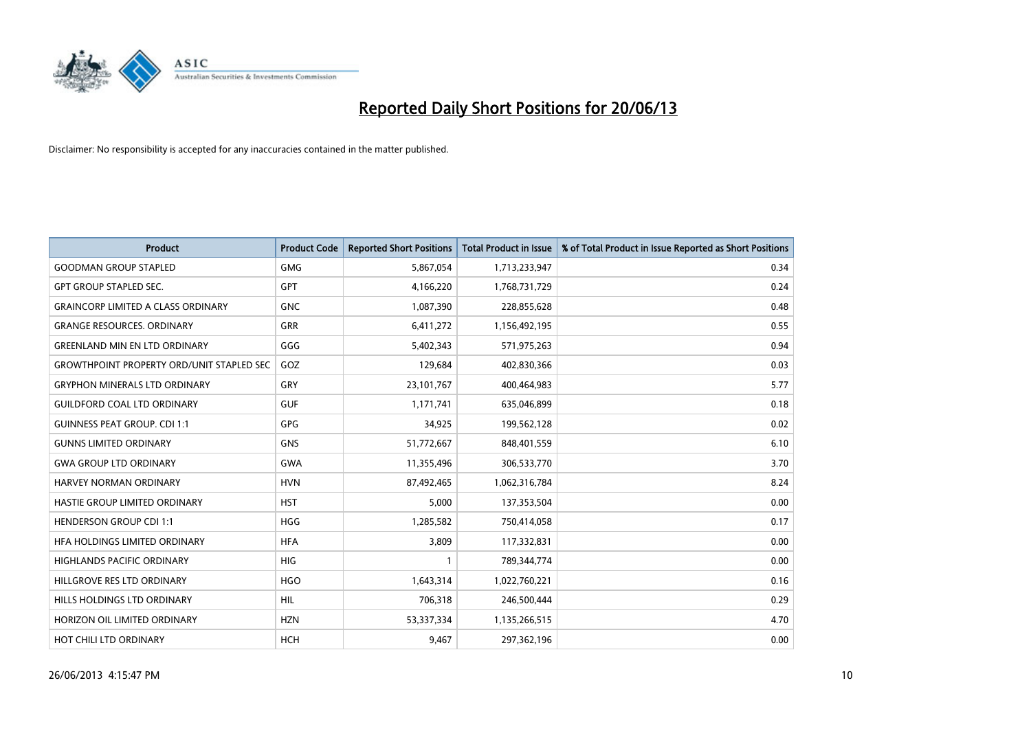# Reported Daily Short Positions for 20/06/13

Disclaimer: No responsibility is accepted for any inaccuracies contained in the matter published.

| Product | Product Code | Reported Short Positions | Total Product in Issue | % of Total Product in Issue Reported as Short Positions |
|---|---|---|---|---|
| GOODMAN GROUP STAPLED | GMG | 5,867,054 | 1,713,233,947 | 0.34 |
| GPT GROUP STAPLED SEC. | GPT | 4,166,220 | 1,768,731,729 | 0.24 |
| GRAINCORP LIMITED A CLASS ORDINARY | GNC | 1,087,390 | 228,855,628 | 0.48 |
| GRANGE RESOURCES. ORDINARY | GRR | 6,411,272 | 1,156,492,195 | 0.55 |
| GREENLAND MIN EN LTD ORDINARY | GGG | 5,402,343 | 571,975,263 | 0.94 |
| GROWTHPOINT PROPERTY ORD/UNIT STAPLED SEC | GOZ | 129,684 | 402,830,366 | 0.03 |
| GRYPHON MINERALS LTD ORDINARY | GRY | 23,101,767 | 400,464,983 | 5.77 |
| GUILDFORD COAL LTD ORDINARY | GUF | 1,171,741 | 635,046,899 | 0.18 |
| GUINNESS PEAT GROUP. CDI 1:1 | GPG | 34,925 | 199,562,128 | 0.02 |
| GUNNS LIMITED ORDINARY | GNS | 51,772,667 | 848,401,559 | 6.10 |
| GWA GROUP LTD ORDINARY | GWA | 11,355,496 | 306,533,770 | 3.70 |
| HARVEY NORMAN ORDINARY | HVN | 87,492,465 | 1,062,316,784 | 8.24 |
| HASTIE GROUP LIMITED ORDINARY | HST | 5,000 | 137,353,504 | 0.00 |
| HENDERSON GROUP CDI 1:1 | HGG | 1,285,582 | 750,414,058 | 0.17 |
| HFA HOLDINGS LIMITED ORDINARY | HFA | 3,809 | 117,332,831 | 0.00 |
| HIGHLANDS PACIFIC ORDINARY | HIG | 1 | 789,344,774 | 0.00 |
| HILLGROVE RES LTD ORDINARY | HGO | 1,643,314 | 1,022,760,221 | 0.16 |
| HILLS HOLDINGS LTD ORDINARY | HIL | 706,318 | 246,500,444 | 0.29 |
| HORIZON OIL LIMITED ORDINARY | HZN | 53,337,334 | 1,135,266,515 | 4.70 |
| HOT CHILI LTD ORDINARY | HCH | 9,467 | 297,362,196 | 0.00 |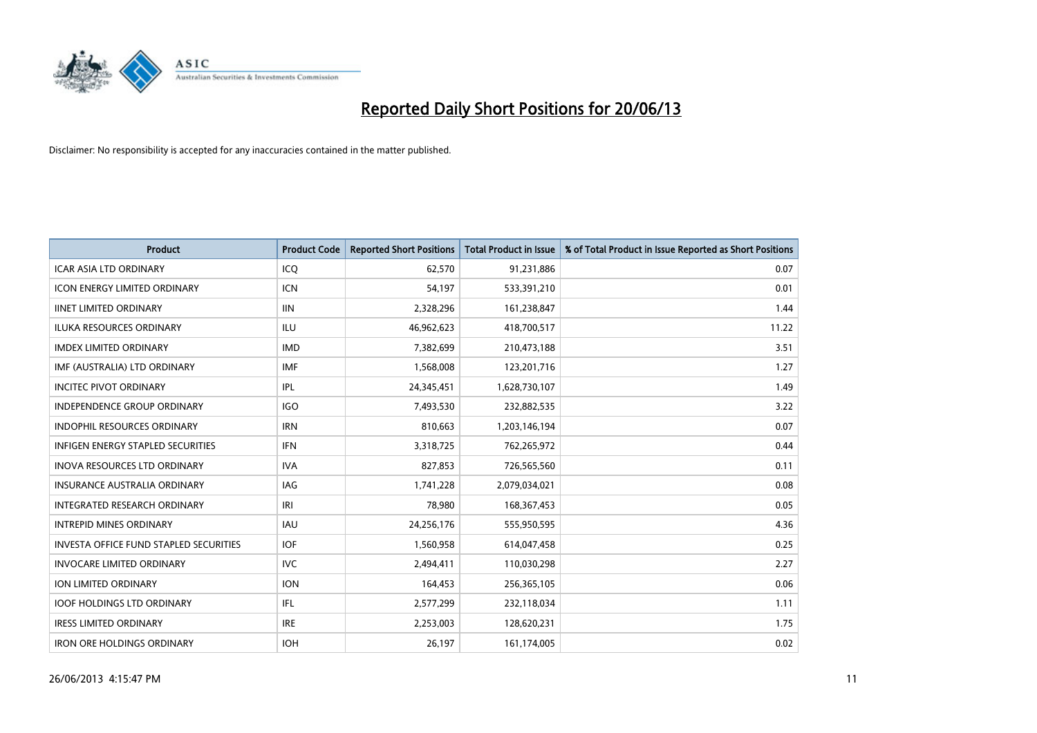# Reported Daily Short Positions for 20/06/13

Disclaimer: No responsibility is accepted for any inaccuracies contained in the matter published.

| Product | Product Code | Reported Short Positions | Total Product in Issue | % of Total Product in Issue Reported as Short Positions |
|---|---|---|---|---|
| ICAR ASIA LTD ORDINARY | ICQ | 62,570 | 91,231,886 | 0.07 |
| ICON ENERGY LIMITED ORDINARY | ICN | 54,197 | 533,391,210 | 0.01 |
| IINET LIMITED ORDINARY | IIN | 2,328,296 | 161,238,847 | 1.44 |
| ILUKA RESOURCES ORDINARY | ILU | 46,962,623 | 418,700,517 | 11.22 |
| IMDEX LIMITED ORDINARY | IMD | 7,382,699 | 210,473,188 | 3.51 |
| IMF (AUSTRALIA) LTD ORDINARY | IMF | 1,568,008 | 123,201,716 | 1.27 |
| INCITEC PIVOT ORDINARY | IPL | 24,345,451 | 1,628,730,107 | 1.49 |
| INDEPENDENCE GROUP ORDINARY | IGO | 7,493,530 | 232,882,535 | 3.22 |
| INDOPHIL RESOURCES ORDINARY | IRN | 810,663 | 1,203,146,194 | 0.07 |
| INFIGEN ENERGY STAPLED SECURITIES | IFN | 3,318,725 | 762,265,972 | 0.44 |
| INOVA RESOURCES LTD ORDINARY | IVA | 827,853 | 726,565,560 | 0.11 |
| INSURANCE AUSTRALIA ORDINARY | IAG | 1,741,228 | 2,079,034,021 | 0.08 |
| INTEGRATED RESEARCH ORDINARY | IRI | 78,980 | 168,367,453 | 0.05 |
| INTREPID MINES ORDINARY | IAU | 24,256,176 | 555,950,595 | 4.36 |
| INVESTA OFFICE FUND STAPLED SECURITIES | IOF | 1,560,958 | 614,047,458 | 0.25 |
| INVOCARE LIMITED ORDINARY | IVC | 2,494,411 | 110,030,298 | 2.27 |
| ION LIMITED ORDINARY | ION | 164,453 | 256,365,105 | 0.06 |
| IOOF HOLDINGS LTD ORDINARY | IFL | 2,577,299 | 232,118,034 | 1.11 |
| IRESS LIMITED ORDINARY | IRE | 2,253,003 | 128,620,231 | 1.75 |
| IRON ORE HOLDINGS ORDINARY | IOH | 26,197 | 161,174,005 | 0.02 |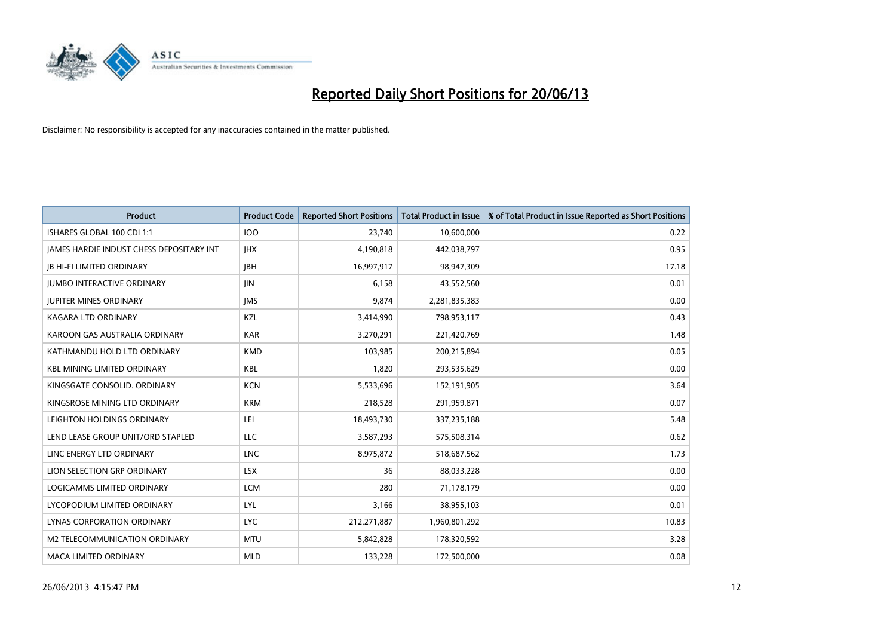# Reported Daily Short Positions for 20/06/13

Disclaimer: No responsibility is accepted for any inaccuracies contained in the matter published.

| Product | Product Code | Reported Short Positions | Total Product in Issue | % of Total Product in Issue Reported as Short Positions |
|---|---|---|---|---|
| ISHARES GLOBAL 100 CDI 1:1 | IOO | 23,740 | 10,600,000 | 0.22 |
| JAMES HARDIE INDUST CHESS DEPOSITARY INT | JHX | 4,190,818 | 442,038,797 | 0.95 |
| JB HI-FI LIMITED ORDINARY | JBH | 16,997,917 | 98,947,309 | 17.18 |
| JUMBO INTERACTIVE ORDINARY | JIN | 6,158 | 43,552,560 | 0.01 |
| JUPITER MINES ORDINARY | JMS | 9,874 | 2,281,835,383 | 0.00 |
| KAGARA LTD ORDINARY | KZL | 3,414,990 | 798,953,117 | 0.43 |
| KAROON GAS AUSTRALIA ORDINARY | KAR | 3,270,291 | 221,420,769 | 1.48 |
| KATHMANDU HOLD LTD ORDINARY | KMD | 103,985 | 200,215,894 | 0.05 |
| KBL MINING LIMITED ORDINARY | KBL | 1,820 | 293,535,629 | 0.00 |
| KINGSGATE CONSOLID. ORDINARY | KCN | 5,533,696 | 152,191,905 | 3.64 |
| KINGSROSE MINING LTD ORDINARY | KRM | 218,528 | 291,959,871 | 0.07 |
| LEIGHTON HOLDINGS ORDINARY | LEI | 18,493,730 | 337,235,188 | 5.48 |
| LEND LEASE GROUP UNIT/ORD STAPLED | LLC | 3,587,293 | 575,508,314 | 0.62 |
| LINC ENERGY LTD ORDINARY | LNC | 8,975,872 | 518,687,562 | 1.73 |
| LION SELECTION GRP ORDINARY | LSX | 36 | 88,033,228 | 0.00 |
| LOGICAMMS LIMITED ORDINARY | LCM | 280 | 71,178,179 | 0.00 |
| LYCOPODIUM LIMITED ORDINARY | LYL | 3,166 | 38,955,103 | 0.01 |
| LYNAS CORPORATION ORDINARY | LYC | 212,271,887 | 1,960,801,292 | 10.83 |
| M2 TELECOMMUNICATION ORDINARY | MTU | 5,842,828 | 178,320,592 | 3.28 |
| MACA LIMITED ORDINARY | MLD | 133,228 | 172,500,000 | 0.08 |

26/06/2013 4:15:47 PM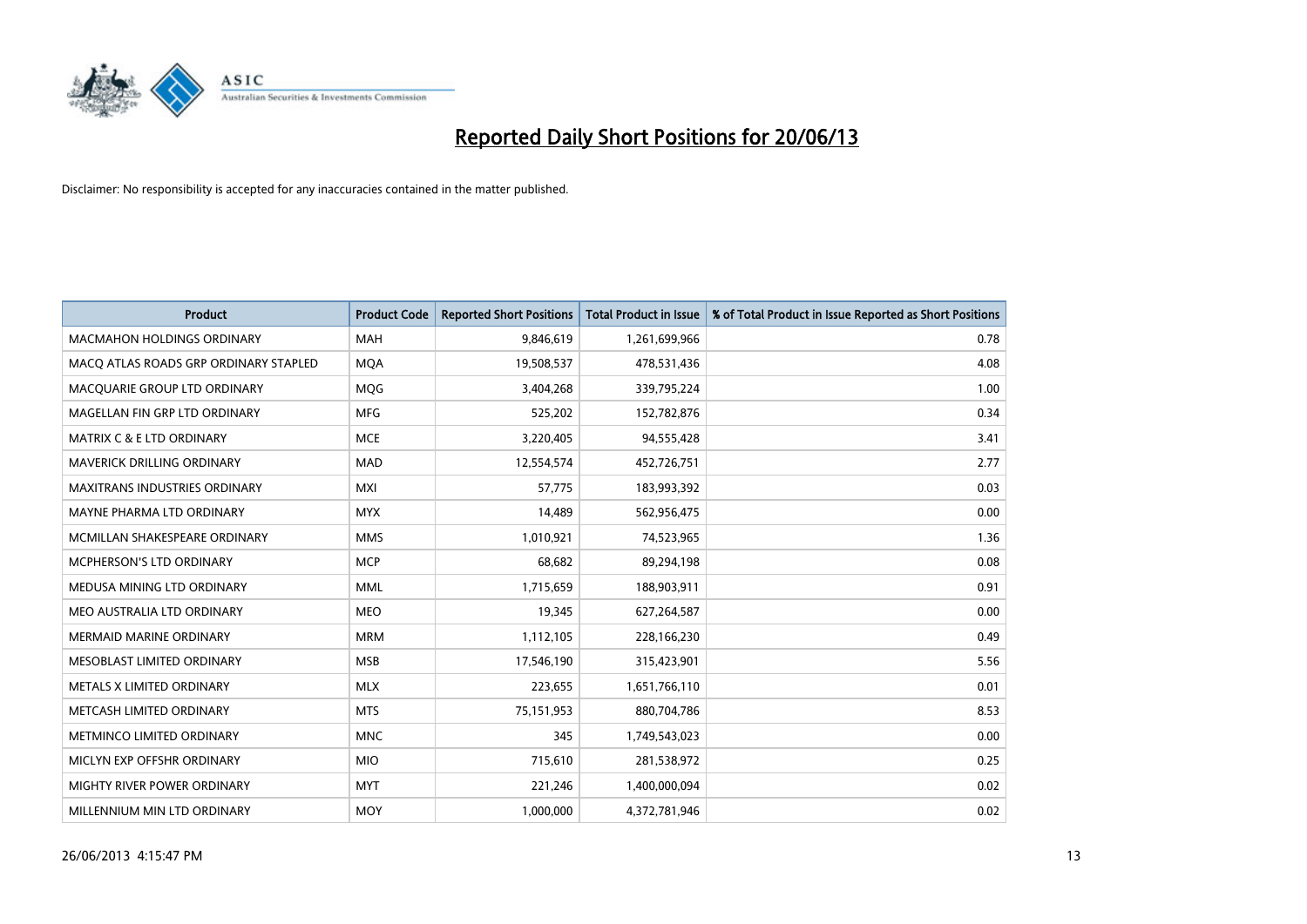# Reported Daily Short Positions for 20/06/13

Disclaimer: No responsibility is accepted for any inaccuracies contained in the matter published.

| Product | Product Code | Reported Short Positions | Total Product in Issue | % of Total Product in Issue Reported as Short Positions |
|---|---|---|---|---|
| MACMAHON HOLDINGS ORDINARY | MAH | 9,846,619 | 1,261,699,966 | 0.78 |
| MACQ ATLAS ROADS GRP ORDINARY STAPLED | MQA | 19,508,537 | 478,531,436 | 4.08 |
| MACQUARIE GROUP LTD ORDINARY | MQG | 3,404,268 | 339,795,224 | 1.00 |
| MAGELLAN FIN GRP LTD ORDINARY | MFG | 525,202 | 152,782,876 | 0.34 |
| MATRIX C & E LTD ORDINARY | MCE | 3,220,405 | 94,555,428 | 3.41 |
| MAVERICK DRILLING ORDINARY | MAD | 12,554,574 | 452,726,751 | 2.77 |
| MAXITRANS INDUSTRIES ORDINARY | MXI | 57,775 | 183,993,392 | 0.03 |
| MAYNE PHARMA LTD ORDINARY | MYX | 14,489 | 562,956,475 | 0.00 |
| MCMILLAN SHAKESPEARE ORDINARY | MMS | 1,010,921 | 74,523,965 | 1.36 |
| MCPHERSON'S LTD ORDINARY | MCP | 68,682 | 89,294,198 | 0.08 |
| MEDUSA MINING LTD ORDINARY | MML | 1,715,659 | 188,903,911 | 0.91 |
| MEO AUSTRALIA LTD ORDINARY | MEO | 19,345 | 627,264,587 | 0.00 |
| MERMAID MARINE ORDINARY | MRM | 1,112,105 | 228,166,230 | 0.49 |
| MESOBLAST LIMITED ORDINARY | MSB | 17,546,190 | 315,423,901 | 5.56 |
| METALS X LIMITED ORDINARY | MLX | 223,655 | 1,651,766,110 | 0.01 |
| METCASH LIMITED ORDINARY | MTS | 75,151,953 | 880,704,786 | 8.53 |
| METMINCO LIMITED ORDINARY | MNC | 345 | 1,749,543,023 | 0.00 |
| MICLYN EXP OFFSHR ORDINARY | MIO | 715,610 | 281,538,972 | 0.25 |
| MIGHTY RIVER POWER ORDINARY | MYT | 221,246 | 1,400,000,094 | 0.02 |
| MILLENNIUM MIN LTD ORDINARY | MOY | 1,000,000 | 4,372,781,946 | 0.02 |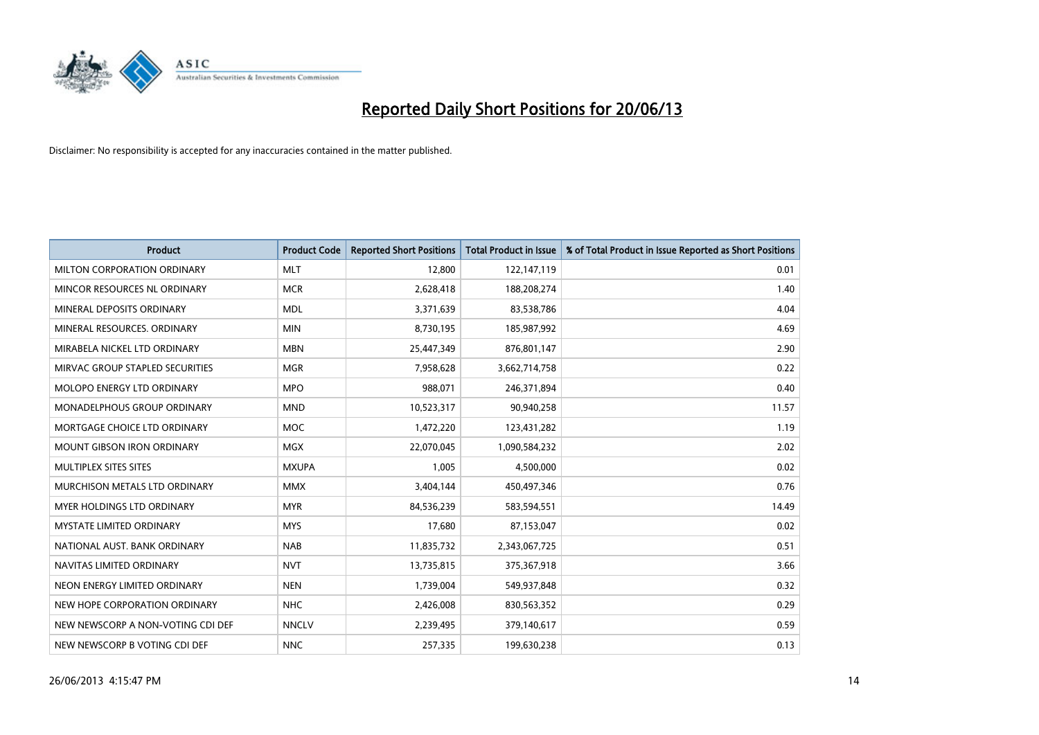# Reported Daily Short Positions for 20/06/13

Disclaimer: No responsibility is accepted for any inaccuracies contained in the matter published.

| Product | Product Code | Reported Short Positions | Total Product in Issue | % of Total Product in Issue Reported as Short Positions |
|---|---|---|---|---|
| MILTON CORPORATION ORDINARY | MLT | 12,800 | 122,147,119 | 0.01 |
| MINCOR RESOURCES NL ORDINARY | MCR | 2,628,418 | 188,208,274 | 1.40 |
| MINERAL DEPOSITS ORDINARY | MDL | 3,371,639 | 83,538,786 | 4.04 |
| MINERAL RESOURCES. ORDINARY | MIN | 8,730,195 | 185,987,992 | 4.69 |
| MIRABELA NICKEL LTD ORDINARY | MBN | 25,447,349 | 876,801,147 | 2.90 |
| MIRVAC GROUP STAPLED SECURITIES | MGR | 7,958,628 | 3,662,714,758 | 0.22 |
| MOLOPO ENERGY LTD ORDINARY | MPO | 988,071 | 246,371,894 | 0.40 |
| MONADELPHOUS GROUP ORDINARY | MND | 10,523,317 | 90,940,258 | 11.57 |
| MORTGAGE CHOICE LTD ORDINARY | MOC | 1,472,220 | 123,431,282 | 1.19 |
| MOUNT GIBSON IRON ORDINARY | MGX | 22,070,045 | 1,090,584,232 | 2.02 |
| MULTIPLEX SITES SITES | MXUPA | 1,005 | 4,500,000 | 0.02 |
| MURCHISON METALS LTD ORDINARY | MMX | 3,404,144 | 450,497,346 | 0.76 |
| MYER HOLDINGS LTD ORDINARY | MYR | 84,536,239 | 583,594,551 | 14.49 |
| MYSTATE LIMITED ORDINARY | MYS | 17,680 | 87,153,047 | 0.02 |
| NATIONAL AUST. BANK ORDINARY | NAB | 11,835,732 | 2,343,067,725 | 0.51 |
| NAVITAS LIMITED ORDINARY | NVT | 13,735,815 | 375,367,918 | 3.66 |
| NEON ENERGY LIMITED ORDINARY | NEN | 1,739,004 | 549,937,848 | 0.32 |
| NEW HOPE CORPORATION ORDINARY | NHC | 2,426,008 | 830,563,352 | 0.29 |
| NEW NEWSCORP A NON-VOTING CDI DEF | NNCLV | 2,239,495 | 379,140,617 | 0.59 |
| NEW NEWSCORP B VOTING CDI DEF | NNC | 257,335 | 199,630,238 | 0.13 |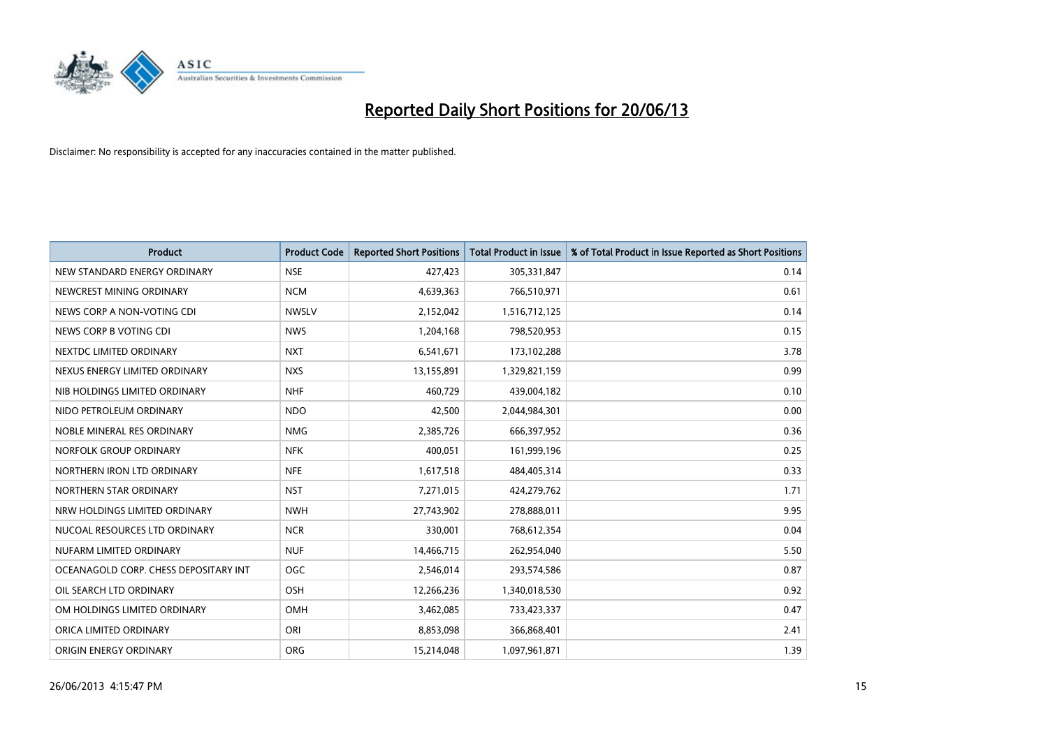# Reported Daily Short Positions for 20/06/13

Disclaimer: No responsibility is accepted for any inaccuracies contained in the matter published.

| Product | Product Code | Reported Short Positions | Total Product in Issue | % of Total Product in Issue Reported as Short Positions |
|---|---|---|---|---|
| NEW STANDARD ENERGY ORDINARY | NSE | 427,423 | 305,331,847 | 0.14 |
| NEWCREST MINING ORDINARY | NCM | 4,639,363 | 766,510,971 | 0.61 |
| NEWS CORP A NON-VOTING CDI | NWSLV | 2,152,042 | 1,516,712,125 | 0.14 |
| NEWS CORP B VOTING CDI | NWS | 1,204,168 | 798,520,953 | 0.15 |
| NEXTDC LIMITED ORDINARY | NXT | 6,541,671 | 173,102,288 | 3.78 |
| NEXUS ENERGY LIMITED ORDINARY | NXS | 13,155,891 | 1,329,821,159 | 0.99 |
| NIB HOLDINGS LIMITED ORDINARY | NHF | 460,729 | 439,004,182 | 0.10 |
| NIDO PETROLEUM ORDINARY | NDO | 42,500 | 2,044,984,301 | 0.00 |
| NOBLE MINERAL RES ORDINARY | NMG | 2,385,726 | 666,397,952 | 0.36 |
| NORFOLK GROUP ORDINARY | NFK | 400,051 | 161,999,196 | 0.25 |
| NORTHERN IRON LTD ORDINARY | NFE | 1,617,518 | 484,405,314 | 0.33 |
| NORTHERN STAR ORDINARY | NST | 7,271,015 | 424,279,762 | 1.71 |
| NRW HOLDINGS LIMITED ORDINARY | NWH | 27,743,902 | 278,888,011 | 9.95 |
| NUCOAL RESOURCES LTD ORDINARY | NCR | 330,001 | 768,612,354 | 0.04 |
| NUFARM LIMITED ORDINARY | NUF | 14,466,715 | 262,954,040 | 5.50 |
| OCEANAGOLD CORP. CHESS DEPOSITARY INT | OGC | 2,546,014 | 293,574,586 | 0.87 |
| OIL SEARCH LTD ORDINARY | OSH | 12,266,236 | 1,340,018,530 | 0.92 |
| OM HOLDINGS LIMITED ORDINARY | OMH | 3,462,085 | 733,423,337 | 0.47 |
| ORICA LIMITED ORDINARY | ORI | 8,853,098 | 366,868,401 | 2.41 |
| ORIGIN ENERGY ORDINARY | ORG | 15,214,048 | 1,097,961,871 | 1.39 |

26/06/2013 4:15:47 PM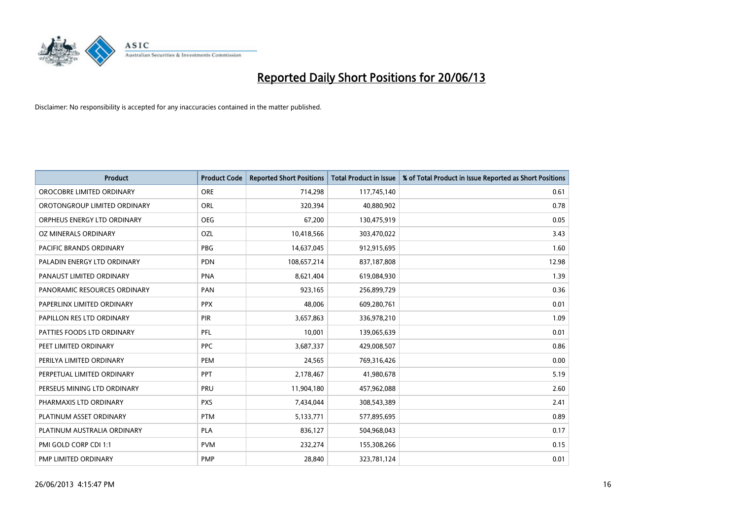# Reported Daily Short Positions for 20/06/13

Disclaimer: No responsibility is accepted for any inaccuracies contained in the matter published.

| Product | Product Code | Reported Short Positions | Total Product in Issue | % of Total Product in Issue Reported as Short Positions |
|---|---|---|---|---|
| OROCOBRE LIMITED ORDINARY | ORE | 714,298 | 117,745,140 | 0.61 |
| OROTONGROUP LIMITED ORDINARY | ORL | 320,394 | 40,880,902 | 0.78 |
| ORPHEUS ENERGY LTD ORDINARY | OEG | 67,200 | 130,475,919 | 0.05 |
| OZ MINERALS ORDINARY | OZL | 10,418,566 | 303,470,022 | 3.43 |
| PACIFIC BRANDS ORDINARY | PBG | 14,637,045 | 912,915,695 | 1.60 |
| PALADIN ENERGY LTD ORDINARY | PDN | 108,657,214 | 837,187,808 | 12.98 |
| PANAUST LIMITED ORDINARY | PNA | 8,621,404 | 619,084,930 | 1.39 |
| PANORAMIC RESOURCES ORDINARY | PAN | 923,165 | 256,899,729 | 0.36 |
| PAPERLINX LIMITED ORDINARY | PPX | 48,006 | 609,280,761 | 0.01 |
| PAPILLON RES LTD ORDINARY | PIR | 3,657,863 | 336,978,210 | 1.09 |
| PATTIES FOODS LTD ORDINARY | PFL | 10,001 | 139,065,639 | 0.01 |
| PEET LIMITED ORDINARY | PPC | 3,687,337 | 429,008,507 | 0.86 |
| PERILYA LIMITED ORDINARY | PEM | 24,565 | 769,316,426 | 0.00 |
| PERPETUAL LIMITED ORDINARY | PPT | 2,178,467 | 41,980,678 | 5.19 |
| PERSEUS MINING LTD ORDINARY | PRU | 11,904,180 | 457,962,088 | 2.60 |
| PHARMAXIS LTD ORDINARY | PXS | 7,434,044 | 308,543,389 | 2.41 |
| PLATINUM ASSET ORDINARY | PTM | 5,133,771 | 577,895,695 | 0.89 |
| PLATINUM AUSTRALIA ORDINARY | PLA | 836,127 | 504,968,043 | 0.17 |
| PMI GOLD CORP CDI 1:1 | PVM | 232,274 | 155,308,266 | 0.15 |
| PMP LIMITED ORDINARY | PMP | 28,840 | 323,781,124 | 0.01 |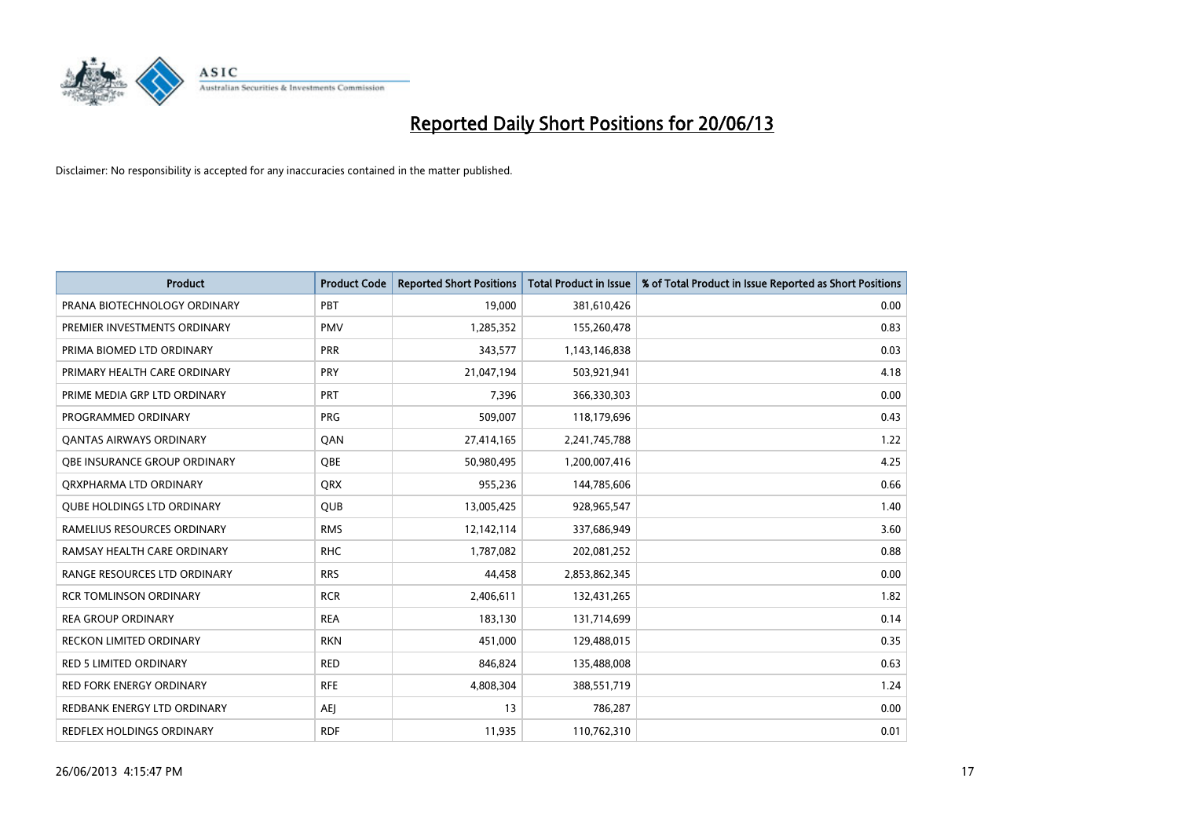# Reported Daily Short Positions for 20/06/13

Disclaimer: No responsibility is accepted for any inaccuracies contained in the matter published.

| Product | Product Code | Reported Short Positions | Total Product in Issue | % of Total Product in Issue Reported as Short Positions |
|---|---|---|---|---|
| PRANA BIOTECHNOLOGY ORDINARY | PBT | 19,000 | 381,610,426 | 0.00 |
| PREMIER INVESTMENTS ORDINARY | PMV | 1,285,352 | 155,260,478 | 0.83 |
| PRIMA BIOMED LTD ORDINARY | PRR | 343,577 | 1,143,146,838 | 0.03 |
| PRIMARY HEALTH CARE ORDINARY | PRY | 21,047,194 | 503,921,941 | 4.18 |
| PRIME MEDIA GRP LTD ORDINARY | PRT | 7,396 | 366,330,303 | 0.00 |
| PROGRAMMED ORDINARY | PRG | 509,007 | 118,179,696 | 0.43 |
| QANTAS AIRWAYS ORDINARY | QAN | 27,414,165 | 2,241,745,788 | 1.22 |
| QBE INSURANCE GROUP ORDINARY | QBE | 50,980,495 | 1,200,007,416 | 4.25 |
| QRXPHARMA LTD ORDINARY | QRX | 955,236 | 144,785,606 | 0.66 |
| QUBE HOLDINGS LTD ORDINARY | QUB | 13,005,425 | 928,965,547 | 1.40 |
| RAMELIUS RESOURCES ORDINARY | RMS | 12,142,114 | 337,686,949 | 3.60 |
| RAMSAY HEALTH CARE ORDINARY | RHC | 1,787,082 | 202,081,252 | 0.88 |
| RANGE RESOURCES LTD ORDINARY | RRS | 44,458 | 2,853,862,345 | 0.00 |
| RCR TOMLINSON ORDINARY | RCR | 2,406,611 | 132,431,265 | 1.82 |
| REA GROUP ORDINARY | REA | 183,130 | 131,714,699 | 0.14 |
| RECKON LIMITED ORDINARY | RKN | 451,000 | 129,488,015 | 0.35 |
| RED 5 LIMITED ORDINARY | RED | 846,824 | 135,488,008 | 0.63 |
| RED FORK ENERGY ORDINARY | RFE | 4,808,304 | 388,551,719 | 1.24 |
| REDBANK ENERGY LTD ORDINARY | AEJ | 13 | 786,287 | 0.00 |
| REDFLEX HOLDINGS ORDINARY | RDF | 11,935 | 110,762,310 | 0.01 |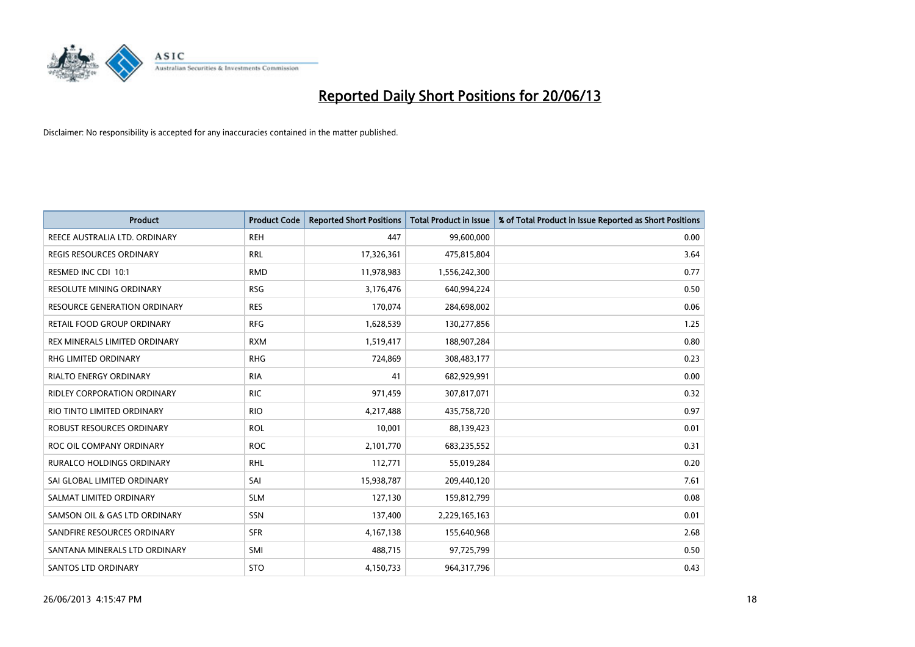# Reported Daily Short Positions for 20/06/13

Disclaimer: No responsibility is accepted for any inaccuracies contained in the matter published.

| Product | Product Code | Reported Short Positions | Total Product in Issue | % of Total Product in Issue Reported as Short Positions |
|---|---|---|---|---|
| REECE AUSTRALIA LTD. ORDINARY | REH | 447 | 99,600,000 | 0.00 |
| REGIS RESOURCES ORDINARY | RRL | 17,326,361 | 475,815,804 | 3.64 |
| RESMED INC CDI 10:1 | RMD | 11,978,983 | 1,556,242,300 | 0.77 |
| RESOLUTE MINING ORDINARY | RSG | 3,176,476 | 640,994,224 | 0.50 |
| RESOURCE GENERATION ORDINARY | RES | 170,074 | 284,698,002 | 0.06 |
| RETAIL FOOD GROUP ORDINARY | RFG | 1,628,539 | 130,277,856 | 1.25 |
| REX MINERALS LIMITED ORDINARY | RXM | 1,519,417 | 188,907,284 | 0.80 |
| RHG LIMITED ORDINARY | RHG | 724,869 | 308,483,177 | 0.23 |
| RIALTO ENERGY ORDINARY | RIA | 41 | 682,929,991 | 0.00 |
| RIDLEY CORPORATION ORDINARY | RIC | 971,459 | 307,817,071 | 0.32 |
| RIO TINTO LIMITED ORDINARY | RIO | 4,217,488 | 435,758,720 | 0.97 |
| ROBUST RESOURCES ORDINARY | ROL | 10,001 | 88,139,423 | 0.01 |
| ROC OIL COMPANY ORDINARY | ROC | 2,101,770 | 683,235,552 | 0.31 |
| RURALCO HOLDINGS ORDINARY | RHL | 112,771 | 55,019,284 | 0.20 |
| SAI GLOBAL LIMITED ORDINARY | SAI | 15,938,787 | 209,440,120 | 7.61 |
| SALMAT LIMITED ORDINARY | SLM | 127,130 | 159,812,799 | 0.08 |
| SAMSON OIL & GAS LTD ORDINARY | SSN | 137,400 | 2,229,165,163 | 0.01 |
| SANDFIRE RESOURCES ORDINARY | SFR | 4,167,138 | 155,640,968 | 2.68 |
| SANTANA MINERALS LTD ORDINARY | SMI | 488,715 | 97,725,799 | 0.50 |
| SANTOS LTD ORDINARY | STO | 4,150,733 | 964,317,796 | 0.43 |

26/06/2013 4:15:47 PM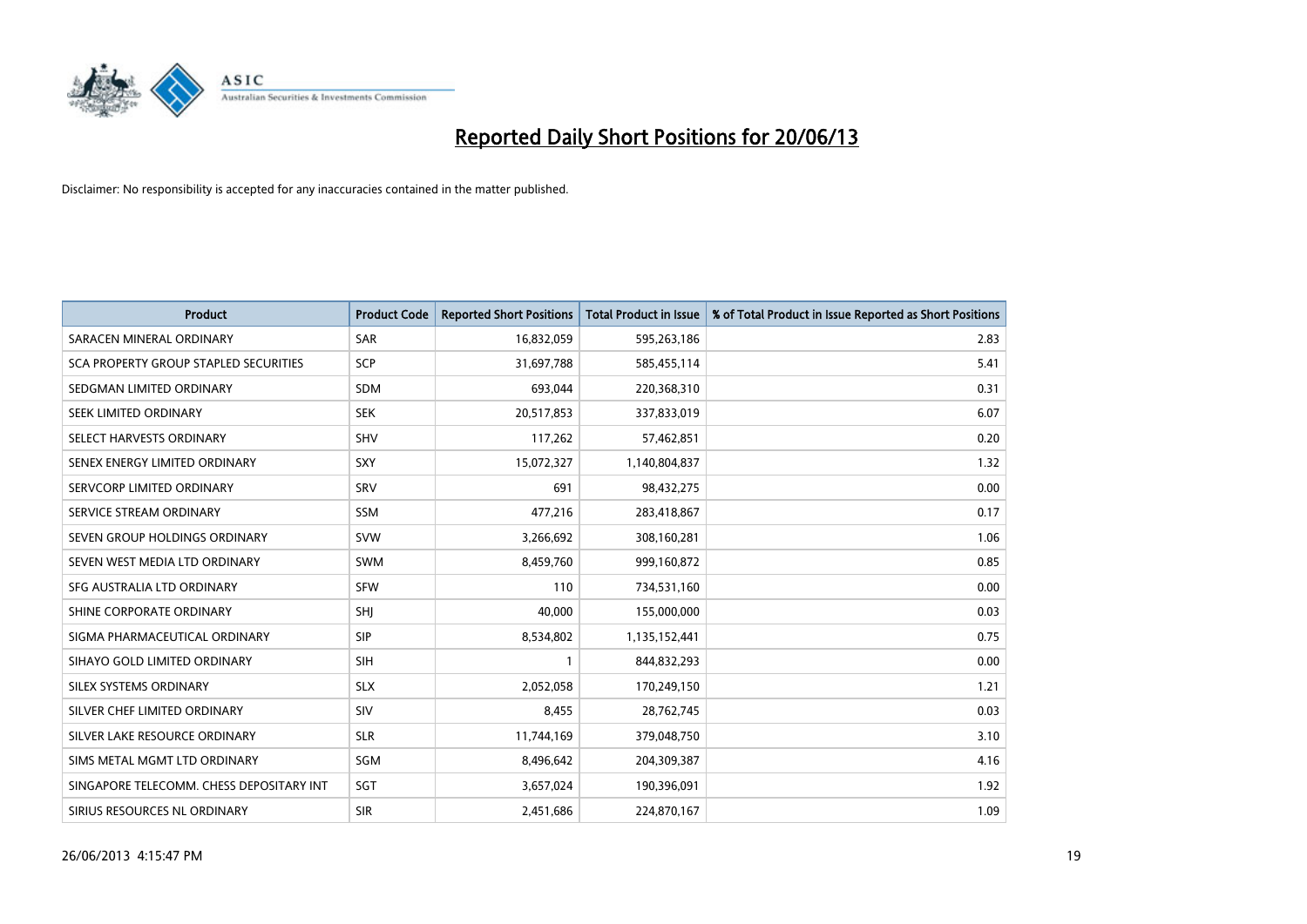# Reported Daily Short Positions for 20/06/13

Disclaimer: No responsibility is accepted for any inaccuracies contained in the matter published.

| Product | Product Code | Reported Short Positions | Total Product in Issue | % of Total Product in Issue Reported as Short Positions |
| --- | --- | --- | --- | --- |
| SARACEN MINERAL ORDINARY | SAR | 16,832,059 | 595,263,186 | 2.83 |
| SCA PROPERTY GROUP STAPLED SECURITIES | SCP | 31,697,788 | 585,455,114 | 5.41 |
| SEDGMAN LIMITED ORDINARY | SDM | 693,044 | 220,368,310 | 0.31 |
| SEEK LIMITED ORDINARY | SEK | 20,517,853 | 337,833,019 | 6.07 |
| SELECT HARVESTS ORDINARY | SHV | 117,262 | 57,462,851 | 0.20 |
| SENEX ENERGY LIMITED ORDINARY | SXY | 15,072,327 | 1,140,804,837 | 1.32 |
| SERVCORP LIMITED ORDINARY | SRV | 691 | 98,432,275 | 0.00 |
| SERVICE STREAM ORDINARY | SSM | 477,216 | 283,418,867 | 0.17 |
| SEVEN GROUP HOLDINGS ORDINARY | SVW | 3,266,692 | 308,160,281 | 1.06 |
| SEVEN WEST MEDIA LTD ORDINARY | SWM | 8,459,760 | 999,160,872 | 0.85 |
| SFG AUSTRALIA LTD ORDINARY | SFW | 110 | 734,531,160 | 0.00 |
| SHINE CORPORATE ORDINARY | SHJ | 40,000 | 155,000,000 | 0.03 |
| SIGMA PHARMACEUTICAL ORDINARY | SIP | 8,534,802 | 1,135,152,441 | 0.75 |
| SIHAYO GOLD LIMITED ORDINARY | SIH | 1 | 844,832,293 | 0.00 |
| SILEX SYSTEMS ORDINARY | SLX | 2,052,058 | 170,249,150 | 1.21 |
| SILVER CHEF LIMITED ORDINARY | SIV | 8,455 | 28,762,745 | 0.03 |
| SILVER LAKE RESOURCE ORDINARY | SLR | 11,744,169 | 379,048,750 | 3.10 |
| SIMS METAL MGMT LTD ORDINARY | SGM | 8,496,642 | 204,309,387 | 4.16 |
| SINGAPORE TELECOMM. CHESS DEPOSITARY INT | SGT | 3,657,024 | 190,396,091 | 1.92 |
| SIRIUS RESOURCES NL ORDINARY | SIR | 2,451,686 | 224,870,167 | 1.09 |

26/06/2013 4:15:47 PM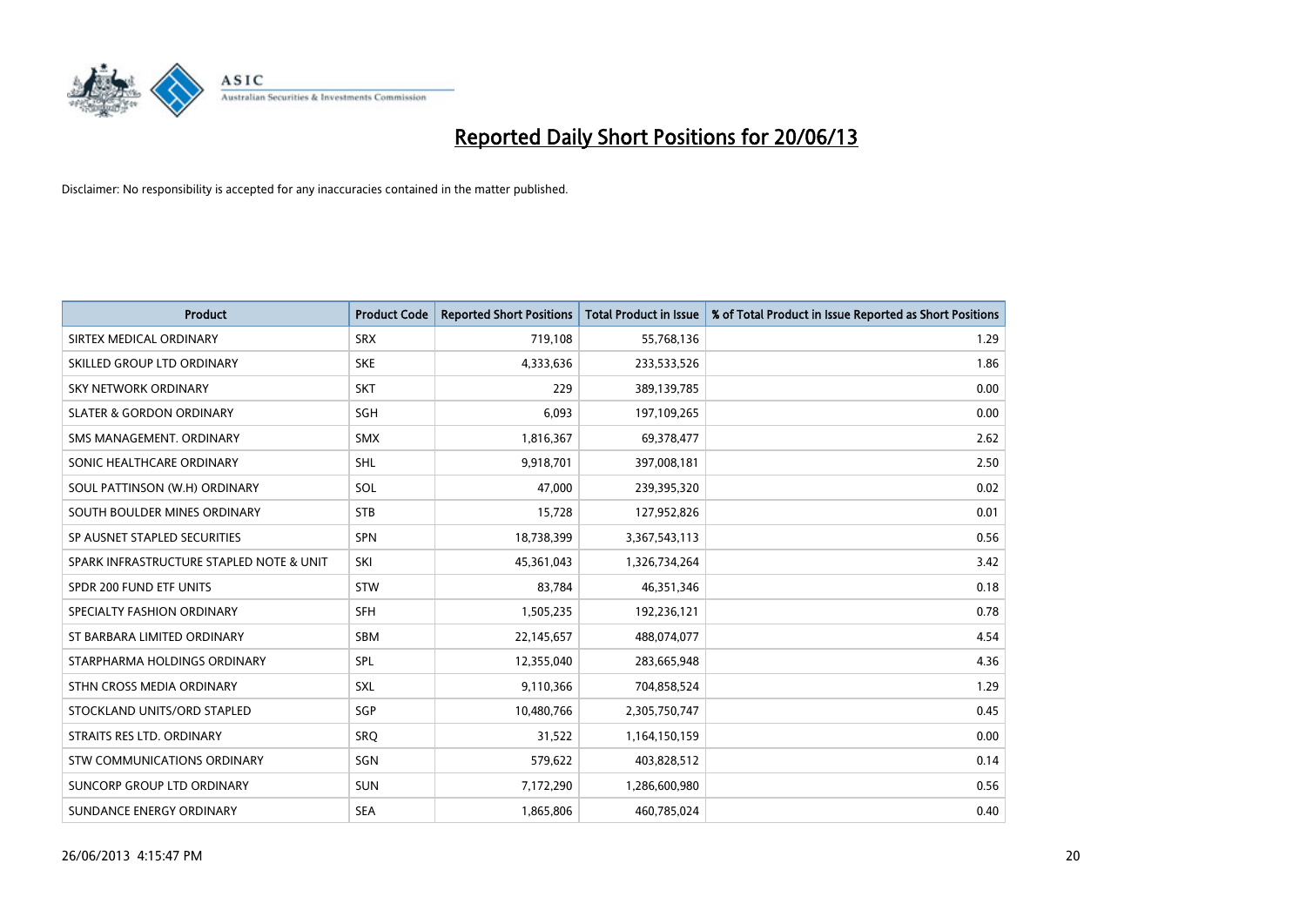# Reported Daily Short Positions for 20/06/13

Disclaimer: No responsibility is accepted for any inaccuracies contained in the matter published.

| Product | Product Code | Reported Short Positions | Total Product in Issue | % of Total Product in Issue Reported as Short Positions |
|---|---|---|---|---|
| SIRTEX MEDICAL ORDINARY | SRX | 719,108 | 55,768,136 | 1.29 |
| SKILLED GROUP LTD ORDINARY | SKE | 4,333,636 | 233,533,526 | 1.86 |
| SKY NETWORK ORDINARY | SKT | 229 | 389,139,785 | 0.00 |
| SLATER & GORDON ORDINARY | SGH | 6,093 | 197,109,265 | 0.00 |
| SMS MANAGEMENT. ORDINARY | SMX | 1,816,367 | 69,378,477 | 2.62 |
| SONIC HEALTHCARE ORDINARY | SHL | 9,918,701 | 397,008,181 | 2.50 |
| SOUL PATTINSON (W.H) ORDINARY | SOL | 47,000 | 239,395,320 | 0.02 |
| SOUTH BOULDER MINES ORDINARY | STB | 15,728 | 127,952,826 | 0.01 |
| SP AUSNET STAPLED SECURITIES | SPN | 18,738,399 | 3,367,543,113 | 0.56 |
| SPARK INFRASTRUCTURE STAPLED NOTE & UNIT | SKI | 45,361,043 | 1,326,734,264 | 3.42 |
| SPDR 200 FUND ETF UNITS | STW | 83,784 | 46,351,346 | 0.18 |
| SPECIALTY FASHION ORDINARY | SFH | 1,505,235 | 192,236,121 | 0.78 |
| ST BARBARA LIMITED ORDINARY | SBM | 22,145,657 | 488,074,077 | 4.54 |
| STARPHARMA HOLDINGS ORDINARY | SPL | 12,355,040 | 283,665,948 | 4.36 |
| STHN CROSS MEDIA ORDINARY | SXL | 9,110,366 | 704,858,524 | 1.29 |
| STOCKLAND UNITS/ORD STAPLED | SGP | 10,480,766 | 2,305,750,747 | 0.45 |
| STRAITS RES LTD. ORDINARY | SRQ | 31,522 | 1,164,150,159 | 0.00 |
| STW COMMUNICATIONS ORDINARY | SGN | 579,622 | 403,828,512 | 0.14 |
| SUNCORP GROUP LTD ORDINARY | SUN | 7,172,290 | 1,286,600,980 | 0.56 |
| SUNDANCE ENERGY ORDINARY | SEA | 1,865,806 | 460,785,024 | 0.40 |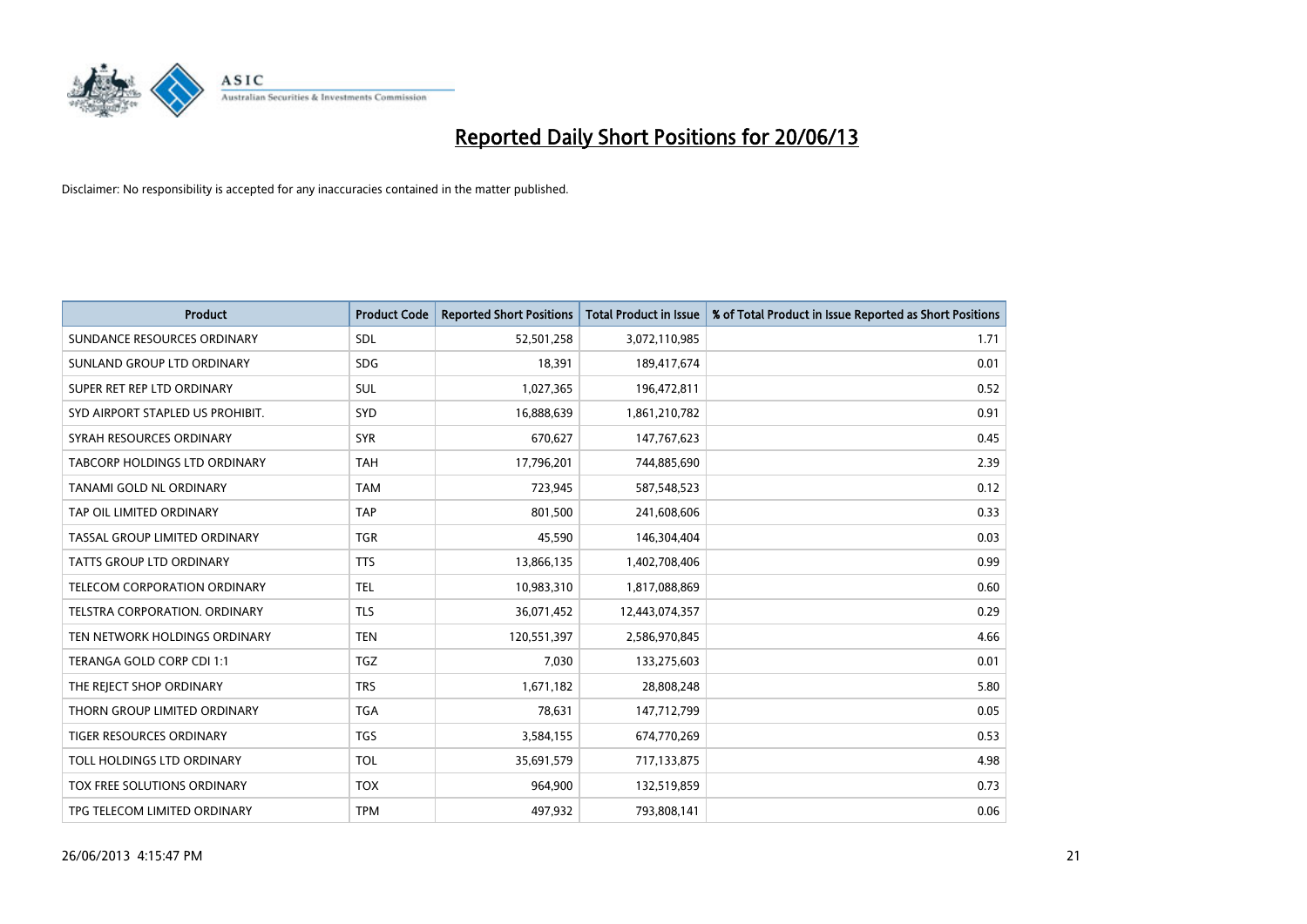# Reported Daily Short Positions for 20/06/13

Disclaimer: No responsibility is accepted for any inaccuracies contained in the matter published.

| Product | Product Code | Reported Short Positions | Total Product in Issue | % of Total Product in Issue Reported as Short Positions |
|---|---|---|---|---|
| SUNDANCE RESOURCES ORDINARY | SDL | 52,501,258 | 3,072,110,985 | 1.71 |
| SUNLAND GROUP LTD ORDINARY | SDG | 18,391 | 189,417,674 | 0.01 |
| SUPER RET REP LTD ORDINARY | SUL | 1,027,365 | 196,472,811 | 0.52 |
| SYD AIRPORT STAPLED US PROHIBIT. | SYD | 16,888,639 | 1,861,210,782 | 0.91 |
| SYRAH RESOURCES ORDINARY | SYR | 670,627 | 147,767,623 | 0.45 |
| TABCORP HOLDINGS LTD ORDINARY | TAH | 17,796,201 | 744,885,690 | 2.39 |
| TANAMI GOLD NL ORDINARY | TAM | 723,945 | 587,548,523 | 0.12 |
| TAP OIL LIMITED ORDINARY | TAP | 801,500 | 241,608,606 | 0.33 |
| TASSAL GROUP LIMITED ORDINARY | TGR | 45,590 | 146,304,404 | 0.03 |
| TATTS GROUP LTD ORDINARY | TTS | 13,866,135 | 1,402,708,406 | 0.99 |
| TELECOM CORPORATION ORDINARY | TEL | 10,983,310 | 1,817,088,869 | 0.60 |
| TELSTRA CORPORATION. ORDINARY | TLS | 36,071,452 | 12,443,074,357 | 0.29 |
| TEN NETWORK HOLDINGS ORDINARY | TEN | 120,551,397 | 2,586,970,845 | 4.66 |
| TERANGA GOLD CORP CDI 1:1 | TGZ | 7,030 | 133,275,603 | 0.01 |
| THE REJECT SHOP ORDINARY | TRS | 1,671,182 | 28,808,248 | 5.80 |
| THORN GROUP LIMITED ORDINARY | TGA | 78,631 | 147,712,799 | 0.05 |
| TIGER RESOURCES ORDINARY | TGS | 3,584,155 | 674,770,269 | 0.53 |
| TOLL HOLDINGS LTD ORDINARY | TOL | 35,691,579 | 717,133,875 | 4.98 |
| TOX FREE SOLUTIONS ORDINARY | TOX | 964,900 | 132,519,859 | 0.73 |
| TPG TELECOM LIMITED ORDINARY | TPM | 497,932 | 793,808,141 | 0.06 |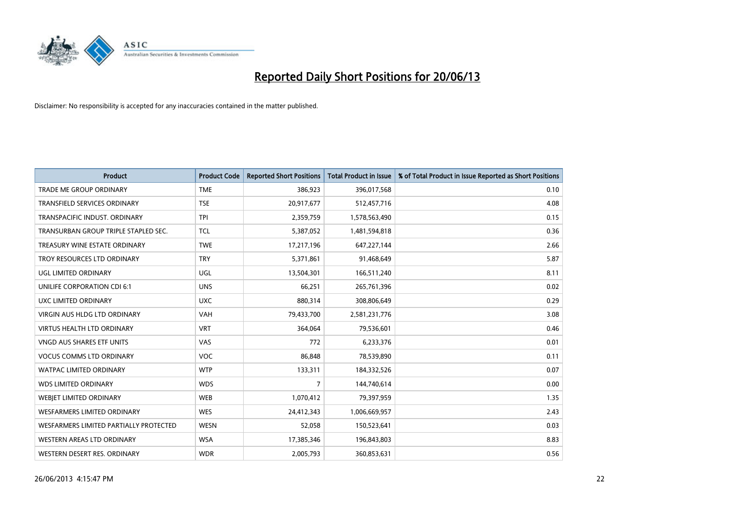# Reported Daily Short Positions for 20/06/13

Disclaimer: No responsibility is accepted for any inaccuracies contained in the matter published.

| Product | Product Code | Reported Short Positions | Total Product in Issue | % of Total Product in Issue Reported as Short Positions |
|---|---|---|---|---|
| TRADE ME GROUP ORDINARY | TME | 386,923 | 396,017,568 | 0.10 |
| TRANSFIELD SERVICES ORDINARY | TSE | 20,917,677 | 512,457,716 | 4.08 |
| TRANSPACIFIC INDUST. ORDINARY | TPI | 2,359,759 | 1,578,563,490 | 0.15 |
| TRANSURBAN GROUP TRIPLE STAPLED SEC. | TCL | 5,387,052 | 1,481,594,818 | 0.36 |
| TREASURY WINE ESTATE ORDINARY | TWE | 17,217,196 | 647,227,144 | 2.66 |
| TROY RESOURCES LTD ORDINARY | TRY | 5,371,861 | 91,468,649 | 5.87 |
| UGL LIMITED ORDINARY | UGL | 13,504,301 | 166,511,240 | 8.11 |
| UNILIFE CORPORATION CDI 6:1 | UNS | 66,251 | 265,761,396 | 0.02 |
| UXC LIMITED ORDINARY | UXC | 880,314 | 308,806,649 | 0.29 |
| VIRGIN AUS HLDG LTD ORDINARY | VAH | 79,433,700 | 2,581,231,776 | 3.08 |
| VIRTUS HEALTH LTD ORDINARY | VRT | 364,064 | 79,536,601 | 0.46 |
| VNGD AUS SHARES ETF UNITS | VAS | 772 | 6,233,376 | 0.01 |
| VOCUS COMMS LTD ORDINARY | VOC | 86,848 | 78,539,890 | 0.11 |
| WATPAC LIMITED ORDINARY | WTP | 133,311 | 184,332,526 | 0.07 |
| WDS LIMITED ORDINARY | WDS | 7 | 144,740,614 | 0.00 |
| WEBJET LIMITED ORDINARY | WEB | 1,070,412 | 79,397,959 | 1.35 |
| WESFARMERS LIMITED ORDINARY | WES | 24,412,343 | 1,006,669,957 | 2.43 |
| WESFARMERS LIMITED PARTIALLY PROTECTED | WESN | 52,058 | 150,523,641 | 0.03 |
| WESTERN AREAS LTD ORDINARY | WSA | 17,385,346 | 196,843,803 | 8.83 |
| WESTERN DESERT RES. ORDINARY | WDR | 2,005,793 | 360,853,631 | 0.56 |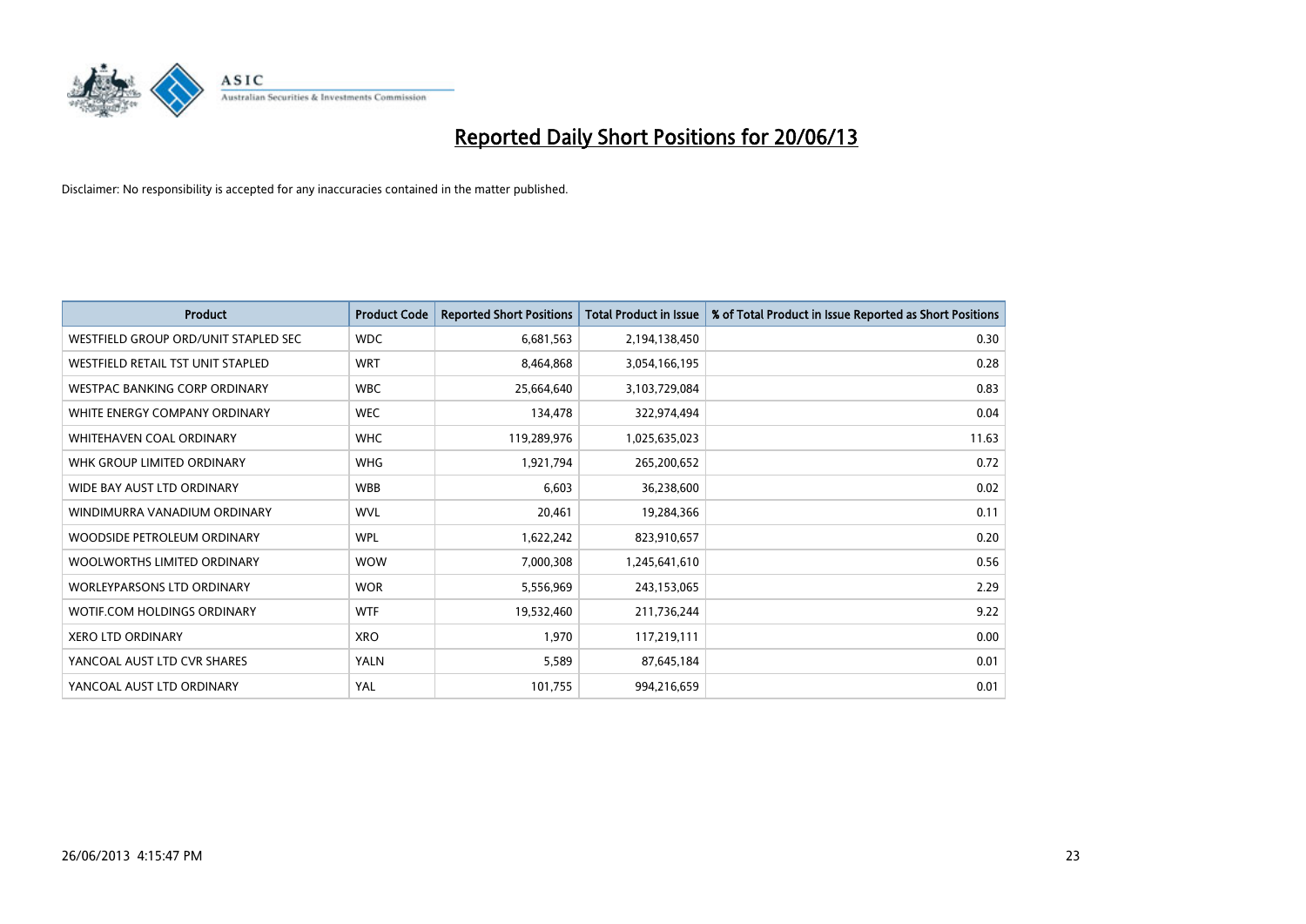# Reported Daily Short Positions for 20/06/13

Disclaimer: No responsibility is accepted for any inaccuracies contained in the matter published.

| Product | Product Code | Reported Short Positions | Total Product in Issue | % of Total Product in Issue Reported as Short Positions |
|---|---|---|---|---|
| WESTFIELD GROUP ORD/UNIT STAPLED SEC | WDC | 6,681,563 | 2,194,138,450 | 0.30 |
| WESTFIELD RETAIL TST UNIT STAPLED | WRT | 8,464,868 | 3,054,166,195 | 0.28 |
| WESTPAC BANKING CORP ORDINARY | WBC | 25,664,640 | 3,103,729,084 | 0.83 |
| WHITE ENERGY COMPANY ORDINARY | WEC | 134,478 | 322,974,494 | 0.04 |
| WHITEHAVEN COAL ORDINARY | WHC | 119,289,976 | 1,025,635,023 | 11.63 |
| WHK GROUP LIMITED ORDINARY | WHG | 1,921,794 | 265,200,652 | 0.72 |
| WIDE BAY AUST LTD ORDINARY | WBB | 6,603 | 36,238,600 | 0.02 |
| WINDIMURRA VANADIUM ORDINARY | WVL | 20,461 | 19,284,366 | 0.11 |
| WOODSIDE PETROLEUM ORDINARY | WPL | 1,622,242 | 823,910,657 | 0.20 |
| WOOLWORTHS LIMITED ORDINARY | WOW | 7,000,308 | 1,245,641,610 | 0.56 |
| WORLEYPARSONS LTD ORDINARY | WOR | 5,556,969 | 243,153,065 | 2.29 |
| WOTIF.COM HOLDINGS ORDINARY | WTF | 19,532,460 | 211,736,244 | 9.22 |
| XERO LTD ORDINARY | XRO | 1,970 | 117,219,111 | 0.00 |
| YANCOAL AUST LTD CVR SHARES | YALN | 5,589 | 87,645,184 | 0.01 |
| YANCOAL AUST LTD ORDINARY | YAL | 101,755 | 994,216,659 | 0.01 |